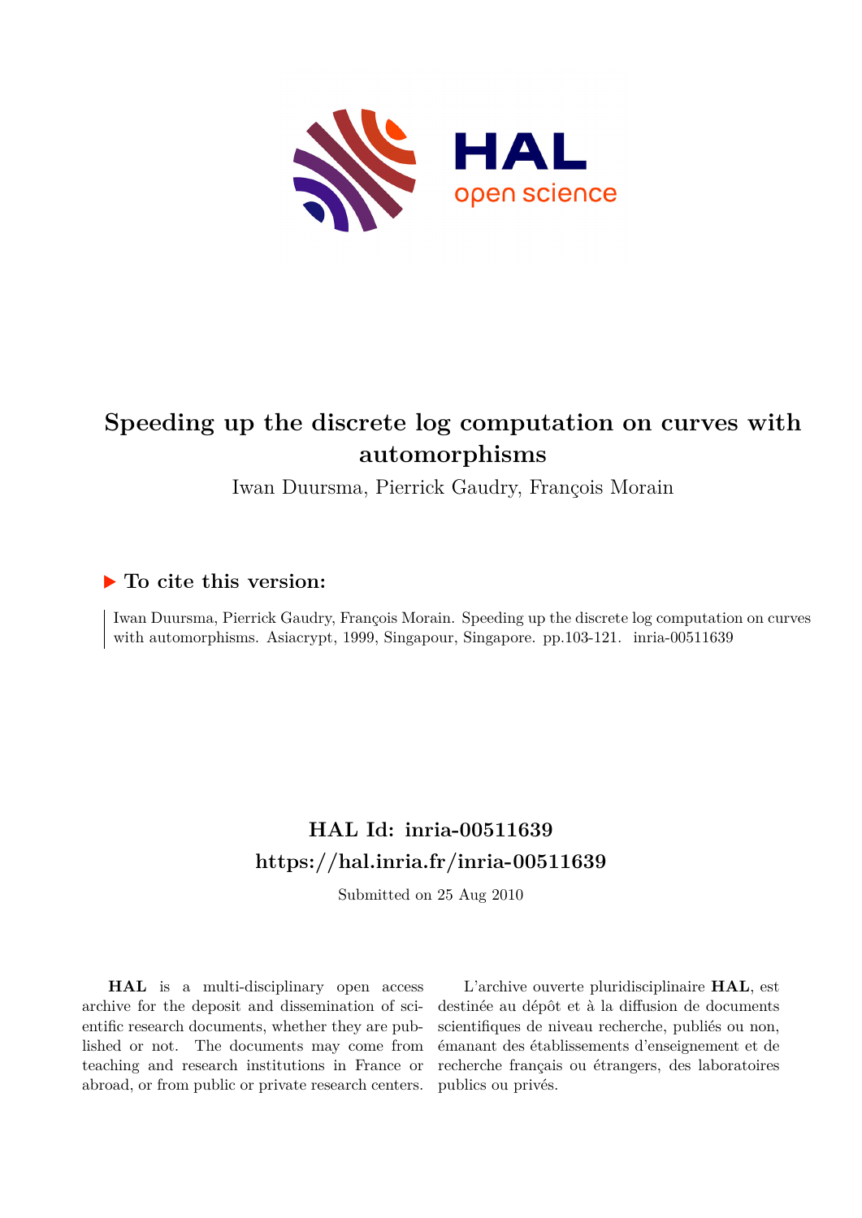# Speeding up the discrete log computation on curves with automorphisms

Iwan Duursma, Pierrick Gaudry, François Morain

## ▶ To cite this version:

Iwan Duursma, Pierrick Gaudry, François Morain. Speeding up the discrete log computation on curves with automorphisms. Asiacrypt, 1999, Singapour, Singapore. pp.103-121. inria-00511639

## HAL Id: inria-00511639
## https://hal.inria.fr/inria-00511639

Submitted on 25 Aug 2010

**HAL** is a multi-disciplinary open access archive for the deposit and dissemination of scientific research documents, whether they are published or not. The documents may come from teaching and research institutions in France or abroad, or from public or private research centers.

L'archive ouverte pluridisciplinaire **HAL**, est destinée au dépôt et à la diffusion de documents scientifiques de niveau recherche, publiés ou non, émanant des établissements d'enseignement et de recherche français ou étrangers, des laboratoires publics ou privés.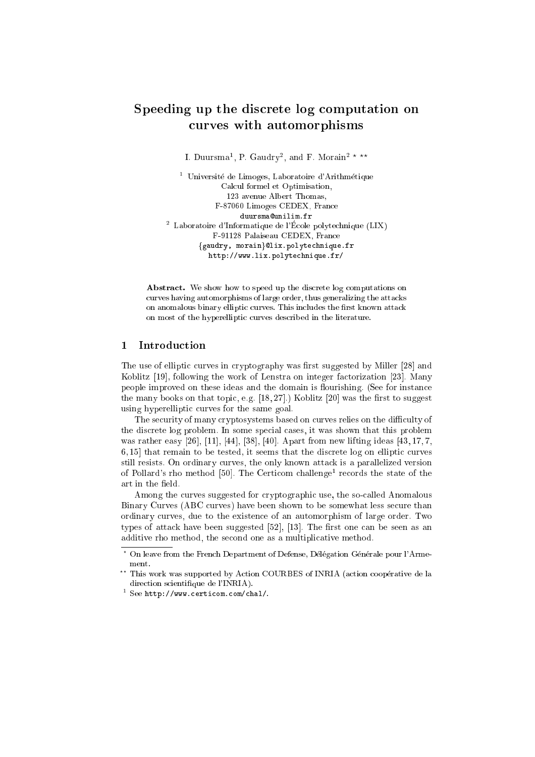# Speeding up the discrete log computation on curves with automorphisms

I. Duursma[1], P. Gaudry[2], and F. Morain[2] * **

[1] Université de Limoges, Laboratoire d'Arithmétique
Calcul formel et Optimisation,
123 avenue Albert Thomas,
F-87060 Limoges CEDEX, France
`duursma@unilim.fr`

[2] Laboratoire d'Informatique de l'École polytechnique (LIX)
F-91128 Palaiseau CEDEX, France
`{gaudry, morain}@lix.polytechnique.fr`
`http://www.lix.polytechnique.fr/`

**Abstract.** We show how to speed up the discrete log computations on curves having automorphisms of large order, thus generalizing the attacks on anomalous binary elliptic curves. This includes the first known attack on most of the hyperelliptic curves described in the literature.

## 1 Introduction

The use of elliptic curves in cryptography was first suggested by Miller [28] and Koblitz [19], following the work of Lenstra on integer factorization [23]. Many people improved on these ideas and the domain is flourishing. (See for instance the many books on that topic, e.g. [18, 27].) Koblitz [20] was the first to suggest using hyperelliptic curves for the same goal.

The security of many cryptosystems based on curves relies on the difficulty of the discrete log problem. In some special cases, it was shown that this problem was rather easy [26], [11], [44], [38], [40]. Apart from new lifting ideas [43, 17, 7, 6, 15] that remain to be tested, it seems that the discrete log on elliptic curves still resists. On ordinary curves, the only known attack is a parallelized version of Pollard's rho method [50]. The Certicom challenge[1] records the state of the art in the field.

Among the curves suggested for cryptographic use, the so-called Anomalous Binary Curves (ABC curves) have been shown to be somewhat less secure than ordinary curves, due to the existence of an automorphism of large order. Two types of attack have been suggested [52], [13]. The first one can be seen as an additive rho method, the second one as a multiplicative method.

---

* On leave from the French Department of Defense, Délégation Générale pour l'Armement.

** This work was supported by Action COURBES of INRIA (action coopérative de la direction scientifique de l'INRIA).

[1] See `http://www.certicom.com/chal/`.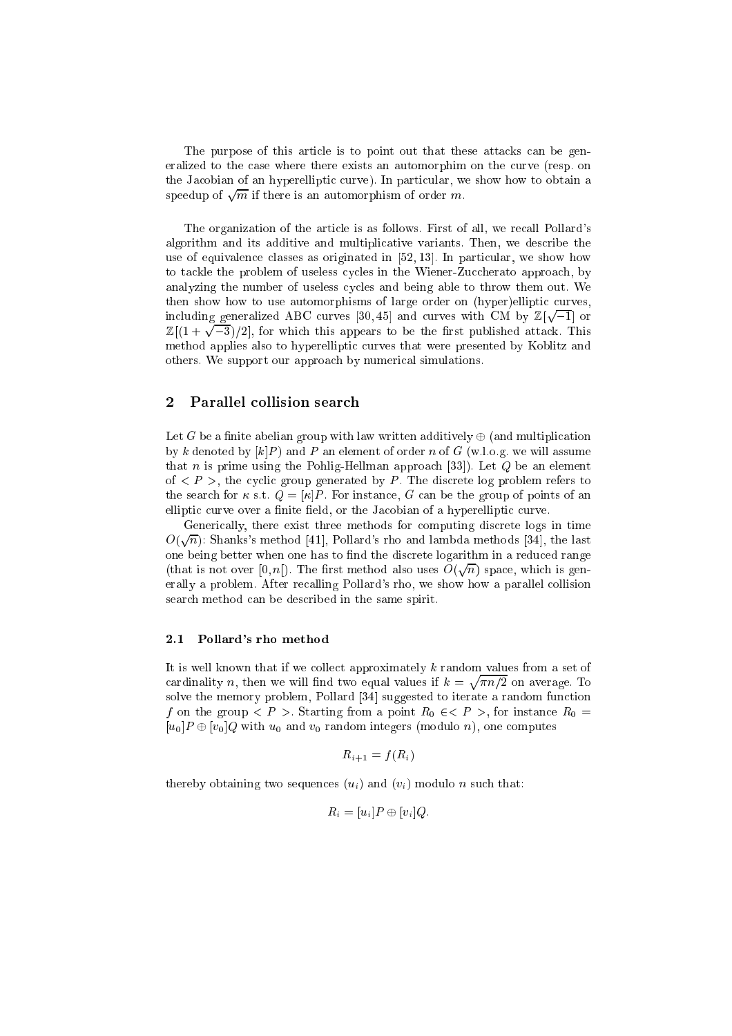The purpose of this article is to point out that these attacks can be generalized to the case where there exists an automorphim on the curve (resp. on the Jacobian of an hyperelliptic curve). In particular, we show how to obtain a speedup of $\sqrt{m}$ if there is an automorphism of order $m$.

The organization of the article is as follows. First of all, we recall Pollard's algorithm and its additive and multiplicative variants. Then, we describe the use of equivalence classes as originated in [52, 13]. In particular, we show how to tackle the problem of useless cycles in the Wiener-Zuccherato approach, by analyzing the number of useless cycles and being able to throw them out. We then show how to use automorphisms of large order on (hyper)elliptic curves, including generalized ABC curves [30, 45] and curves with CM by $\mathbb{Z}[\sqrt{-1}]$ or $\mathbb{Z}[(1+\sqrt{-3})/2]$, for which this appears to be the first published attack. This method applies also to hyperelliptic curves that were presented by Koblitz and others. We support our approach by numerical simulations.

## 2 Parallel collision search

Let $G$ be a finite abelian group with law written additively $\oplus$ (and multiplication by $k$ denoted by $[k]P$) and $P$ an element of order $n$ of $G$ (w.l.o.g. we will assume that $n$ is prime using the Pohlig-Hellman approach [33]). Let $Q$ be an element of $< P >$, the cyclic group generated by $P$. The discrete log problem refers to the search for $\kappa$ s.t. $Q = [\kappa]P$. For instance, $G$ can be the group of points of an elliptic curve over a finite field, or the Jacobian of a hyperelliptic curve.

Generically, there exist three methods for computing discrete logs in time $O(\sqrt{n})$: Shanks's method [41], Pollard's rho and lambda methods [34], the last one being better when one has to find the discrete logarithm in a reduced range (that is not over $[0, n[$). The first method also uses $O(\sqrt{n})$ space, which is generally a problem. After recalling Pollard's rho, we show how a parallel collision search method can be described in the same spirit.

### 2.1 Pollard's rho method

It is well known that if we collect approximately $k$ random values from a set of cardinality $n$, then we will find two equal values if $k = \sqrt{\pi n/2}$ on average. To solve the memory problem, Pollard [34] suggested to iterate a random function $f$ on the group $< P >$. Starting from a point $R_0 \in < P >$, for instance $R_0 = [u_0]P \oplus [v_0]Q$ with $u_0$ and $v_0$ random integers (modulo $n$), one computes

$$R_{i+1} = f(R_i)$$

thereby obtaining two sequences $(u_i)$ and $(v_i)$ modulo $n$ such that:

$$R_i = [u_i]P \oplus [v_i]Q.$$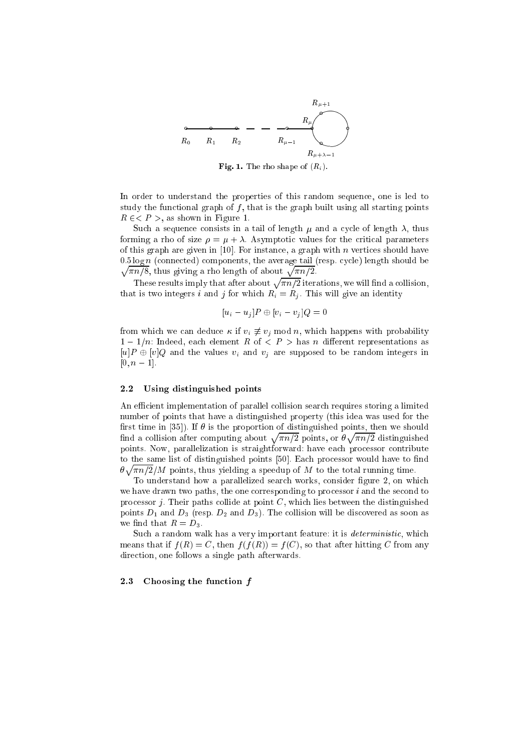**Fig. 1.** The rho shape of $(R_i)$.

In order to understand the properties of this random sequence, one is led to study the functional graph of $f$, that is the graph built using all starting points $R \in < P >$, as shown in Figure 1.

Such a sequence consists in a tail of length $\mu$ and a cycle of length $\lambda$, thus forming a rho of size $\rho = \mu + \lambda$. Asymptotic values for the critical parameters of this graph are given in [10]. For instance, a graph with $n$ vertices should have $0.5 \log n$ (connected) components, the average tail (resp. cycle) length should be $\sqrt{\pi n/8}$, thus giving a rho length of about $\sqrt{\pi n/2}$.

These results imply that after about $\sqrt{\pi n/2}$ iterations, we will find a collision, that is two integers $i$ and $j$ for which $R_i = R_j$. This will give an identity

$$[u_i - u_j]P \oplus [v_i - v_j]Q = 0$$

from which we can deduce $\kappa$ if $v_i \not\equiv v_j \bmod n$, which happens with probability $1 - 1/n$: Indeed, each element $R$ of $< P >$ has $n$ different representations as $[u]P \oplus [v]Q$ and the values $v_i$ and $v_j$ are supposed to be random integers in $[0, n-1]$.

### 2.2 Using distinguished points

An efficient implementation of parallel collision search requires storing a limited number of points that have a distinguished property (this idea was used for the first time in [35]). If $\theta$ is the proportion of distinguished points, then we should find a collision after computing about $\sqrt{\pi n/2}$ points, or $\theta\sqrt{\pi n/2}$ distinguished points. Now, parallelization is straightforward: have each processor contribute to the same list of distinguished points [50]. Each processor would have to find $\theta\sqrt{\pi n/2}/M$ points, thus yielding a speedup of $M$ to the total running time.

To understand how a parallelized search works, consider figure 2, on which we have drawn two paths, the one corresponding to processor $i$ and the second to processor $j$. Their paths collide at point $C$, which lies between the distinguished points $D_1$ and $D_3$ (resp. $D_2$ and $D_3$). The collision will be discovered as soon as we find that $R = D_3$.

Such a random walk has a very important feature: it is *deterministic*, which means that if $f(R) = C$, then $f(f(R)) = f(C)$, so that after hitting $C$ from any direction, one follows a single path afterwards.

### 2.3 Choosing the function $f$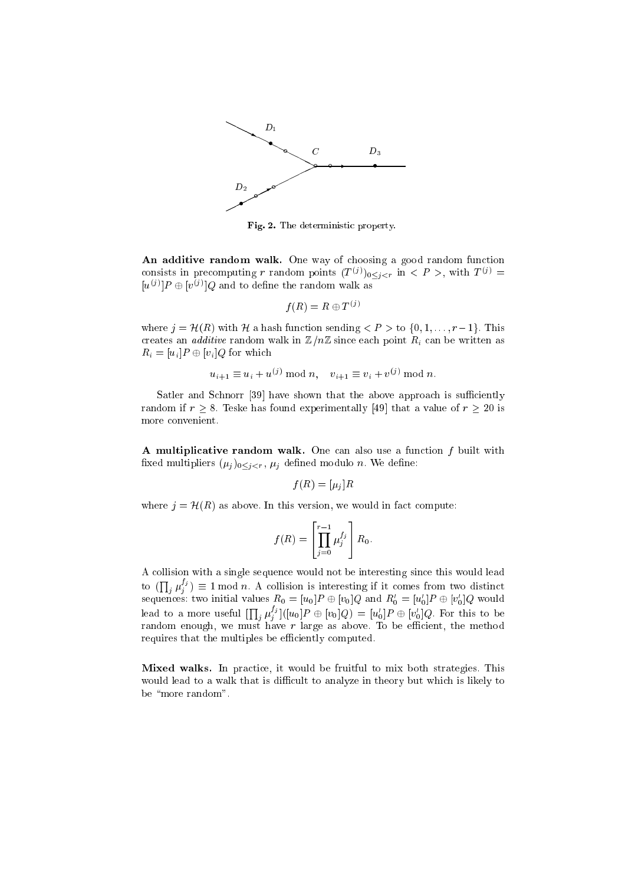Fig. 2. The deterministic property.

**An additive random walk.** One way of choosing a good random function consists in precomputing $r$ random points $(T^{(j)})_{0 \leq j < r}$ in $< P >$, with $T^{(j)} = [u^{(j)}]P \oplus [v^{(j)}]Q$ and to define the random walk as

$$f(R) = R \oplus T^{(j)}$$

where $j = \mathcal{H}(R)$ with $\mathcal{H}$ a hash function sending $< P >$ to $\{0, 1, \ldots, r-1\}$. This creates an *additive* random walk in $\mathbb{Z}/n\mathbb{Z}$ since each point $R_i$ can be written as $R_i = [u_i]P \oplus [v_i]Q$ for which

$$u_{i+1} \equiv u_i + u^{(j)} \bmod n, \quad v_{i+1} \equiv v_i + v^{(j)} \bmod n.$$

Satler and Schnorr [39] have shown that the above approach is sufficiently random if $r \geq 8$. Teske has found experimentally [49] that a value of $r \geq 20$ is more convenient.

**A multiplicative random walk.** One can also use a function $f$ built with fixed multipliers $(\mu_j)_{0 \leq j < r}$, $\mu_j$ defined modulo $n$. We define:

$$f(R) = [\mu_j]R$$

where $j = \mathcal{H}(R)$ as above. In this version, we would in fact compute:

$$f(R) = \left[\prod_{j=0}^{r-1} \mu_j^{f_j}\right] R_0.$$

A collision with a single sequence would not be interesting since this would lead to $(\prod_j \mu_j^{f_j}) \equiv 1 \bmod n$. A collision is interesting if it comes from two distinct sequences: two initial values $R_0 = [u_0]P \oplus [v_0]Q$ and $R_0' = [u_0']P \oplus [v_0']Q$ would lead to a more useful $[\prod_j \mu_j^{f_j}]([u_0]P \oplus [v_0]Q) = [u_0']P \oplus [v_0']Q$. For this to be random enough, we must have $r$ large as above. To be efficient, the method requires that the multiples be efficiently computed.

**Mixed walks.** In practice, it would be fruitful to mix both strategies. This would lead to a walk that is difficult to analyze in theory but which is likely to be "more random".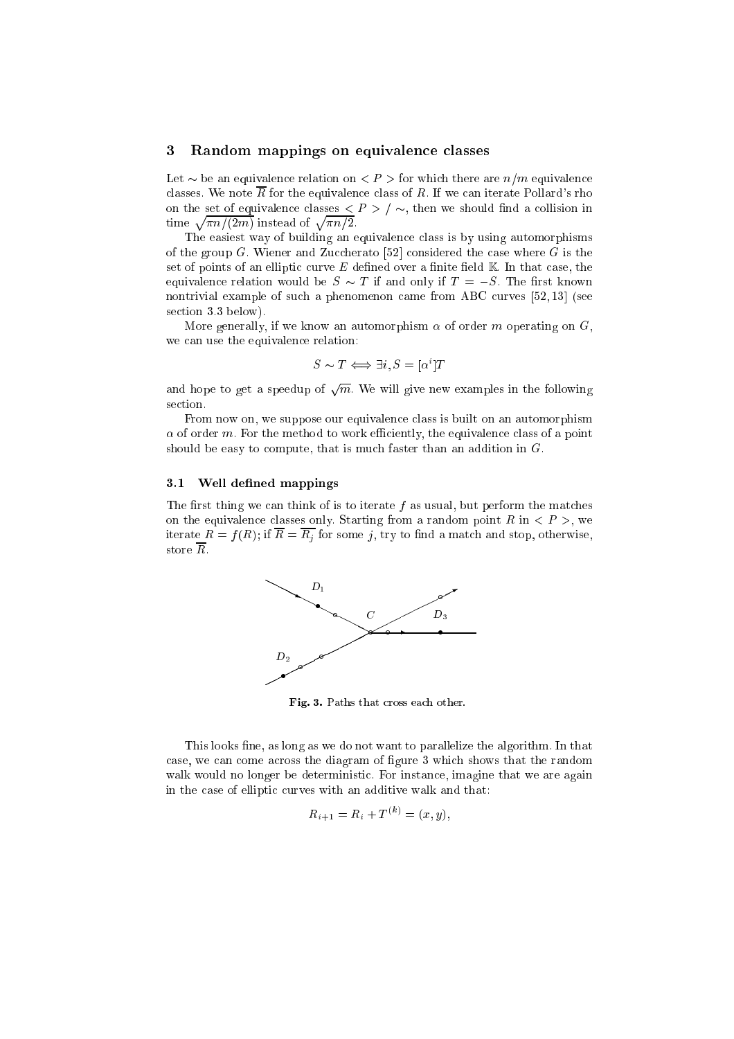## 3 Random mappings on equivalence classes

Let $\sim$ be an equivalence relation on $< P >$ for which there are $n/m$ equivalence classes. We note $\overline{R}$ for the equivalence class of $R$. If we can iterate Pollard's rho on the set of equivalence classes $< P > / \sim$, then we should find a collision in time $\sqrt{\pi n/(2m)}$ instead of $\sqrt{\pi n/2}$.

The easiest way of building an equivalence class is by using automorphisms of the group $G$. Wiener and Zuccherato [52] considered the case where $G$ is the set of points of an elliptic curve $E$ defined over a finite field $\mathbb{K}$. In that case, the equivalence relation would be $S \sim T$ if and only if $T = -S$. The first known nontrivial example of such a phenomenon came from ABC curves [52, 13] (see section 3.3 below).

More generally, if we know an automorphism $\alpha$ of order $m$ operating on $G$, we can use the equivalence relation:

$$S \sim T \iff \exists i, S = [\alpha^i]T$$

and hope to get a speedup of $\sqrt{m}$. We will give new examples in the following section.

From now on, we suppose our equivalence class is built on an automorphism $\alpha$ of order $m$. For the method to work efficiently, the equivalence class of a point should be easy to compute, that is much faster than an addition in $G$.

### 3.1 Well defined mappings

The first thing we can think of is to iterate $f$ as usual, but perform the matches on the equivalence classes only. Starting from a random point $R$ in $< P >$, we iterate $R = f(R)$; if $\overline{R} = \overline{R_j}$ for some $j$, try to find a match and stop, otherwise, store $\overline{R}$.

**Fig. 3.** Paths that cross each other.

This looks fine, as long as we do not want to parallelize the algorithm. In that case, we can come across the diagram of figure 3 which shows that the random walk would no longer be deterministic. For instance, imagine that we are again in the case of elliptic curves with an additive walk and that:

$$R_{i+1} = R_i + T^{(k)} = (x, y),$$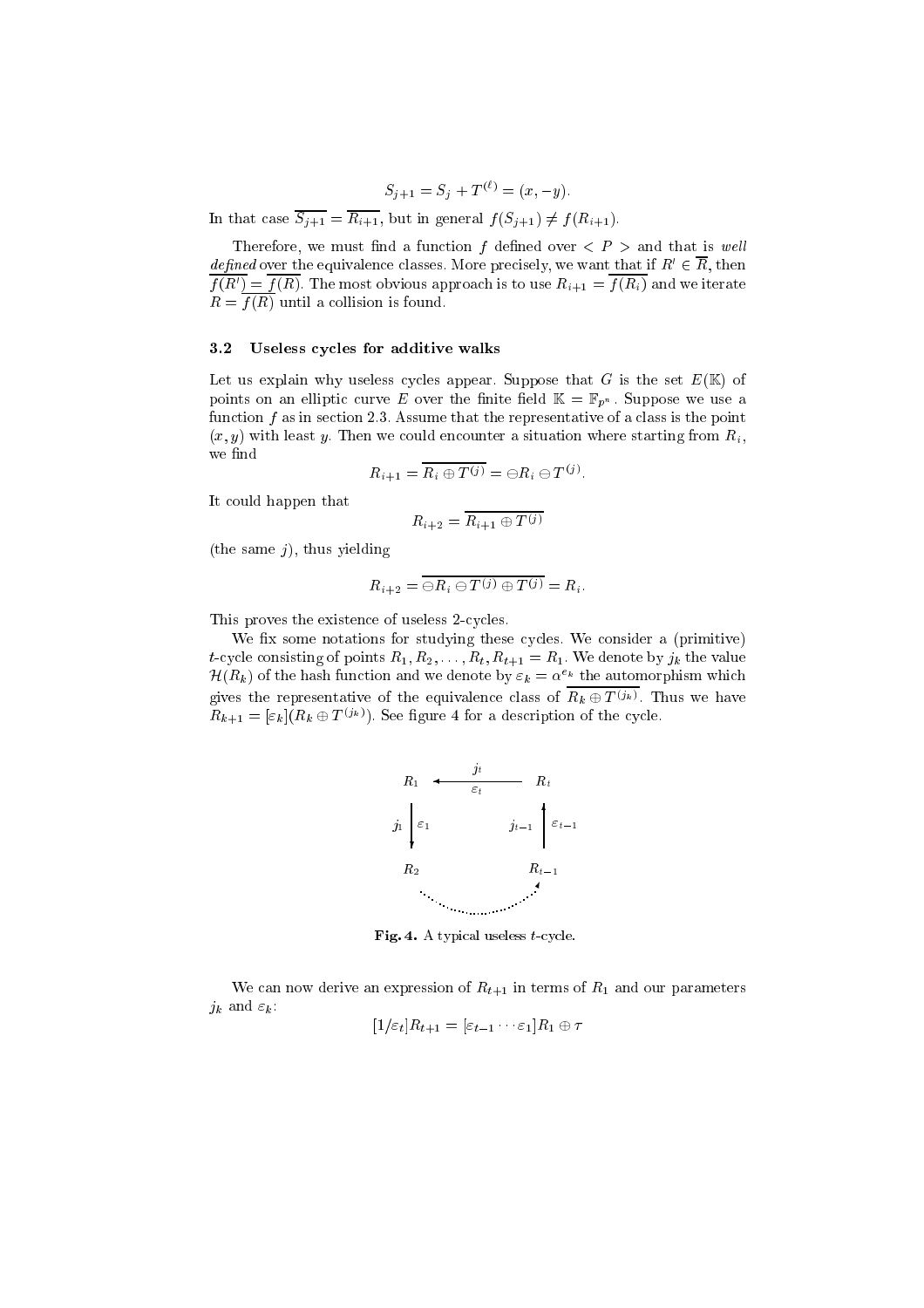$$S_{j+1} = S_j + T^{(\ell)} = (x, -y).$$

In that case $\overline{S_{j+1}} = \overline{R_{i+1}}$, but in general $f(S_{j+1}) \neq f(R_{i+1})$.

Therefore, we must find a function $f$ defined over $< P >$ and that is *well defined* over the equivalence classes. More precisely, we want that if $R' \in \overline{R}$, then $\overline{f(R')} = \overline{f(R)}$. The most obvious approach is to use $R_{i+1} = \overline{f(R_i)}$ and we iterate $R = \overline{f(R)}$ until a collision is found.

### 3.2 Useless cycles for additive walks

Let us explain why useless cycles appear. Suppose that $G$ is the set $E(\mathbb{K})$ of points on an elliptic curve $E$ over the finite field $\mathbb{K} = \mathbb{F}_{p^n}$. Suppose we use a function $f$ as in section 2.3. Assume that the representative of a class is the point $(x, y)$ with least $y$. Then we could encounter a situation where starting from $R_i$, we find

$$R_{i+1} = \overline{R_i \oplus T^{(j)}} = \ominus R_i \ominus T^{(j)}.$$

It could happen that

$$R_{i+2} = \overline{R_{i+1} \oplus T^{(j)}}$$

(the same $j$), thus yielding

$$R_{i+2} = \overline{\ominus R_i \ominus T^{(j)} \oplus T^{(j)}} = R_i.$$

This proves the existence of useless 2-cycles.

We fix some notations for studying these cycles. We consider a (primitive) $t$-cycle consisting of points $R_1, R_2, \ldots, R_t, R_{t+1} = R_1$. We denote by $j_k$ the value $\mathcal{H}(R_k)$ of the hash function and we denote by $\varepsilon_k = \alpha^{e_k}$ the automorphism which gives the representative of the equivalence class of $\overline{R_k \oplus T^{(j_k)}}$. Thus we have $R_{k+1} = [\varepsilon_k](R_k \oplus T^{(j_k)})$. See figure 4 for a description of the cycle.

**Fig. 4.** A typical useless $t$-cycle.

We can now derive an expression of $R_{t+1}$ in terms of $R_1$ and our parameters $j_k$ and $\varepsilon_k$:

$$[1/\varepsilon_t] R_{t+1} = [\varepsilon_{t-1} \cdots \varepsilon_1] R_1 \oplus \tau$$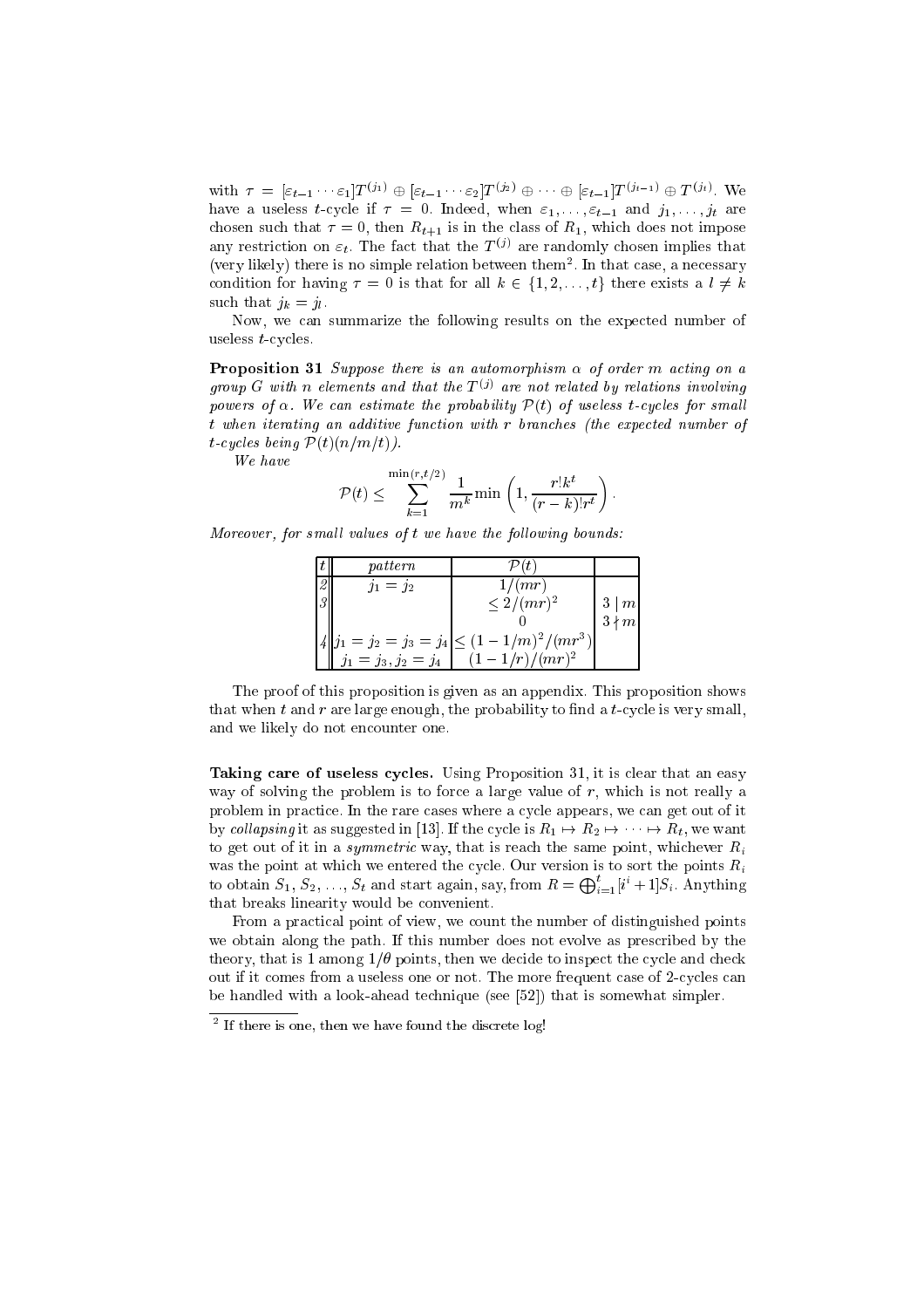with $\tau = [\varepsilon_{t-1} \cdots \varepsilon_1]T^{(j_1)} \oplus [\varepsilon_{t-1} \cdots \varepsilon_2]T^{(j_2)} \oplus \cdots \oplus [\varepsilon_{t-1}]T^{(j_{t-1})} \oplus T^{(j_t)}$. We have a useless $t$-cycle if $\tau = 0$. Indeed, when $\varepsilon_1, \ldots, \varepsilon_{t-1}$ and $j_1, \ldots, j_t$ are chosen such that $\tau = 0$, then $R_{t+1}$ is in the class of $R_1$, which does not impose any restriction on $\varepsilon_t$. The fact that the $T^{(j)}$ are randomly chosen implies that (very likely) there is no simple relation between them[2]. In that case, a necessary condition for having $\tau = 0$ is that for all $k \in \{1, 2, \ldots, t\}$ there exists a $l \neq k$ such that $j_k = j_l$.

Now, we can summarize the following results on the expected number of useless $t$-cycles.

**Proposition 31** *Suppose there is an automorphism $\alpha$ of order $m$ acting on a group $G$ with $n$ elements and that the $T^{(j)}$ are not related by relations involving powers of $\alpha$. We can estimate the probability $\mathcal{P}(t)$ of useless $t$-cycles for small $t$ when iterating an additive function with $r$ branches (the expected number of $t$-cycles being $\mathcal{P}(t)(n/m/t)$).*

*We have*

$$\mathcal{P}(t) \leq \sum_{k=1}^{\min(r,t/2)} \frac{1}{m^k} \min\left(1, \frac{r! k^t}{(r-k)! r^t}\right).$$

*Moreover, for small values of $t$ we have the following bounds:*

| $t$ | *pattern* | $\mathcal{P}(t)$ | |
|---|---|---|---|
| 2 | $j_1 = j_2$ | $1/(mr)$ | |
| 3 | | $\leq 2/(mr)^2$ | $3 \mid m$ |
| | | $0$ | $3 \nmid m$ |
| 4 | $j_1 = j_2 = j_3 = j_4$ | $\leq (1 - 1/m)^2/(mr^3)$ | |
| | $j_1 = j_3, j_2 = j_4$ | $(1 - 1/r)/(mr)^2$ | |

The proof of this proposition is given as an appendix. This proposition shows that when $t$ and $r$ are large enough, the probability to find a $t$-cycle is very small, and we likely do not encounter one.

**Taking care of useless cycles.** Using Proposition 31, it is clear that an easy way of solving the problem is to force a large value of $r$, which is not really a problem in practice. In the rare cases where a cycle appears, we can get out of it by *collapsing* it as suggested in [13]. If the cycle is $R_1 \mapsto R_2 \mapsto \cdots \mapsto R_t$, we want to get out of it in a *symmetric* way, that is reach the same point, whichever $R_i$ was the point at which we entered the cycle. Our version is to sort the points $R_i$ to obtain $S_1, S_2, \ldots, S_t$ and start again, say, from $R = \bigoplus_{i=1}^{t} [i^i + 1] S_i$. Anything that breaks linearity would be convenient.

From a practical point of view, we count the number of distinguished points we obtain along the path. If this number does not evolve as prescribed by the theory, that is 1 among $1/\theta$ points, then we decide to inspect the cycle and check out if it comes from a useless one or not. The more frequent case of 2-cycles can be handled with a look-ahead technique (see [52]) that is somewhat simpler.

[2] If there is one, then we have found the discrete log!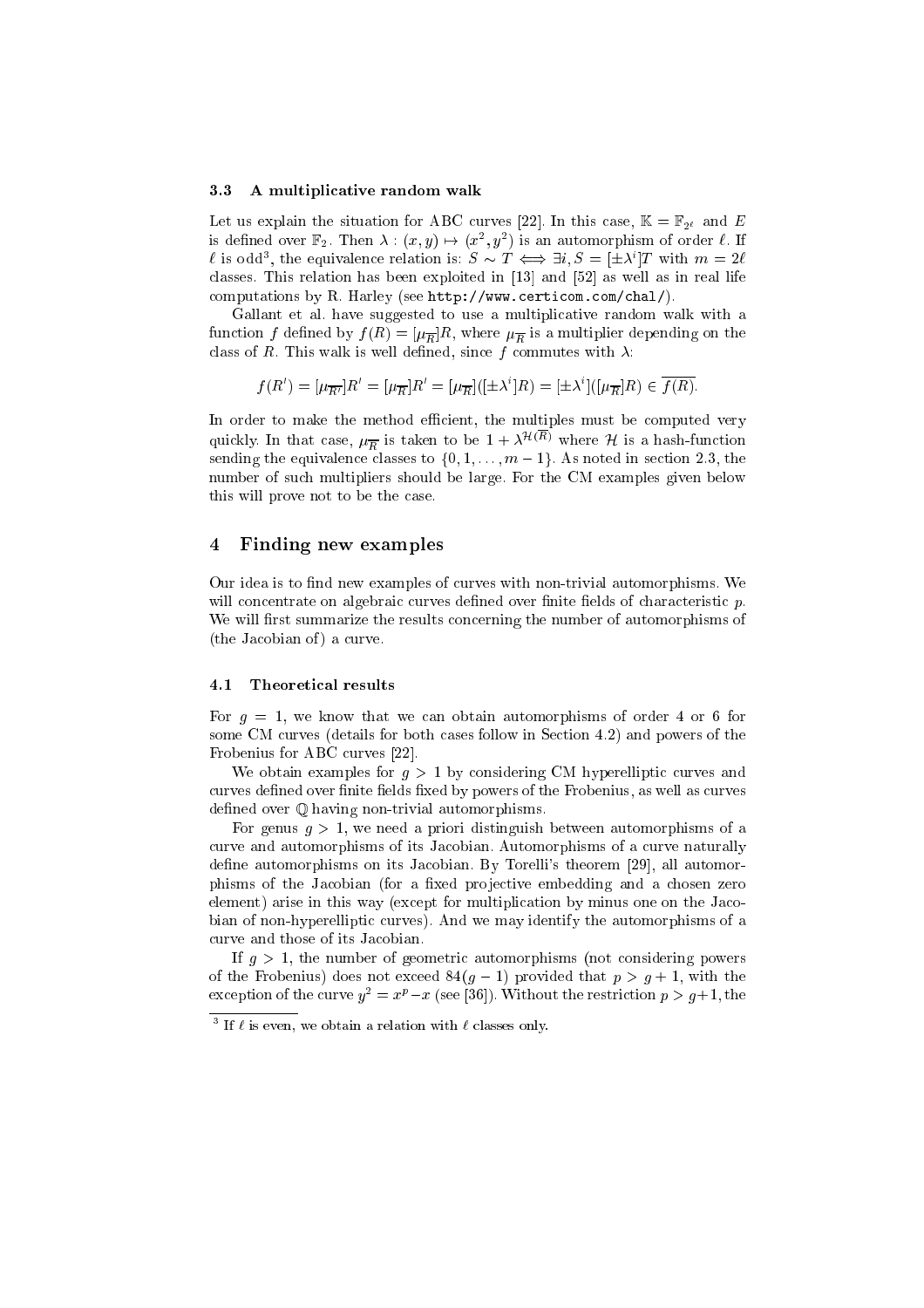### 3.3 A multiplicative random walk

Let us explain the situation for ABC curves [22]. In this case, $\mathbb{K} = \mathbb{F}_{2^\ell}$ and $E$ is defined over $\mathbb{F}_2$. Then $\lambda : (x, y) \mapsto (x^2, y^2)$ is an automorphism of order $\ell$. If $\ell$ is odd[3], the equivalence relation is: $S \sim T \iff \exists i, S = [\pm\lambda^i]T$ with $m = 2\ell$ classes. This relation has been exploited in [13] and [52] as well as in real life computations by R. Harley (see http://www.certicom.com/chal/).

Gallant et al. have suggested to use a multiplicative random walk with a function $f$ defined by $f(R) = [\mu_{\overline{R}}]R$, where $\mu_{\overline{R}}$ is a multiplier depending on the class of $R$. This walk is well defined, since $f$ commutes with $\lambda$:

$$f(R') = [\mu_{\overline{R'}}]R' = [\mu_{\overline{R}}]R' = [\mu_{\overline{R}}]([\pm\lambda^i]R) = [\pm\lambda^i]([\mu_{\overline{R}}]R) \in \overline{f(R)}.$$

In order to make the method efficient, the multiples must be computed very quickly. In that case, $\mu_{\overline{R}}$ is taken to be $1 + \lambda^{\mathcal{H}(\overline{R})}$ where $\mathcal{H}$ is a hash-function sending the equivalence classes to $\{0, 1, \ldots, m-1\}$. As noted in section 2.3, the number of such multipliers should be large. For the CM examples given below this will prove not to be the case.

## 4 Finding new examples

Our idea is to find new examples of curves with non-trivial automorphisms. We will concentrate on algebraic curves defined over finite fields of characteristic $p$. We will first summarize the results concerning the number of automorphisms of (the Jacobian of) a curve.

### 4.1 Theoretical results

For $g = 1$, we know that we can obtain automorphisms of order 4 or 6 for some CM curves (details for both cases follow in Section 4.2) and powers of the Frobenius for ABC curves [22].

We obtain examples for $g > 1$ by considering CM hyperelliptic curves and curves defined over finite fields fixed by powers of the Frobenius, as well as curves defined over $\mathbb{Q}$ having non-trivial automorphisms.

For genus $g > 1$, we need a priori distinguish between automorphisms of a curve and automorphisms of its Jacobian. Automorphisms of a curve naturally define automorphisms on its Jacobian. By Torelli's theorem [29], all automorphisms of the Jacobian (for a fixed projective embedding and a chosen zero element) arise in this way (except for multiplication by minus one on the Jacobian of non-hyperelliptic curves). And we may identify the automorphisms of a curve and those of its Jacobian.

If $g > 1$, the number of geometric automorphisms (not considering powers of the Frobenius) does not exceed $84(g-1)$ provided that $p > g + 1$, with the exception of the curve $y^2 = x^p - x$ (see [36]). Without the restriction $p > g+1$, the

[3] If $\ell$ is even, we obtain a relation with $\ell$ classes only.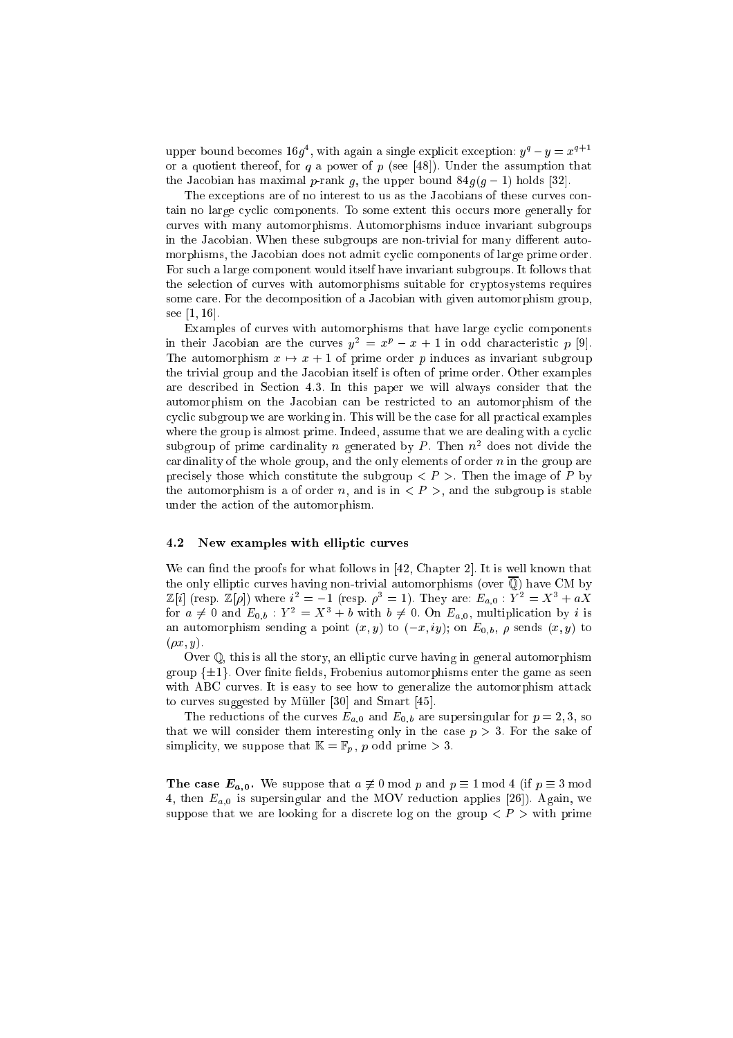upper bound becomes $16g^4$, with again a single explicit exception: $y^q - y = x^{q+1}$ or a quotient thereof, for $q$ a power of $p$ (see [48]). Under the assumption that the Jacobian has maximal $p$-rank $g$, the upper bound $84g(g-1)$ holds [32].

The exceptions are of no interest to us as the Jacobians of these curves contain no large cyclic components. To some extent this occurs more generally for curves with many automorphisms. Automorphisms induce invariant subgroups in the Jacobian. When these subgroups are non-trivial for many different automorphisms, the Jacobian does not admit cyclic components of large prime order. For such a large component would itself have invariant subgroups. It follows that the selection of curves with automorphisms suitable for cryptosystems requires some care. For the decomposition of a Jacobian with given automorphism group, see [1, 16].

Examples of curves with automorphisms that have large cyclic components in their Jacobian are the curves $y^2 = x^p - x + 1$ in odd characteristic $p$ [9]. The automorphism $x \mapsto x + 1$ of prime order $p$ induces as invariant subgroup the trivial group and the Jacobian itself is often of prime order. Other examples are described in Section 4.3. In this paper we will always consider that the automorphism on the Jacobian can be restricted to an automorphism of the cyclic subgroup we are working in. This will be the case for all practical examples where the group is almost prime. Indeed, assume that we are dealing with a cyclic subgroup of prime cardinality $n$ generated by $P$. Then $n^2$ does not divide the cardinality of the whole group, and the only elements of order $n$ in the group are precisely those which constitute the subgroup $< P >$. Then the image of $P$ by the automorphism is a of order $n$, and is in $< P >$, and the subgroup is stable under the action of the automorphism.

### 4.2 New examples with elliptic curves

We can find the proofs for what follows in [42, Chapter 2]. It is well known that the only elliptic curves having non-trivial automorphisms (over $\overline{\mathbb{Q}}$) have CM by $\mathbb{Z}[i]$ (resp. $\mathbb{Z}[\rho]$) where $i^2 = -1$ (resp. $\rho^3 = 1$). They are: $E_{a,0} : Y^2 = X^3 + aX$ for $a \neq 0$ and $E_{0,b} : Y^2 = X^3 + b$ with $b \neq 0$. On $E_{a,0}$, multiplication by $i$ is an automorphism sending a point $(x, y)$ to $(-x, iy)$; on $E_{0,b}$, $\rho$ sends $(x, y)$ to $(\rho x, y)$.

Over $\mathbb{Q}$, this is all the story, an elliptic curve having in general automorphism group $\{\pm 1\}$. Over finite fields, Frobenius automorphisms enter the game as seen with ABC curves. It is easy to see how to generalize the automorphism attack to curves suggested by Müller [30] and Smart [45].

The reductions of the curves $E_{a,0}$ and $E_{0,b}$ are supersingular for $p = 2, 3$, so that we will consider them interesting only in the case $p > 3$. For the sake of simplicity, we suppose that $\mathbb{K} = \mathbb{F}_p$, $p$ odd prime $> 3$.

**The case $E_{a,0}$.** We suppose that $a \not\equiv 0 \bmod p$ and $p \equiv 1 \bmod 4$ (if $p \equiv 3 \bmod 4$, then $E_{a,0}$ is supersingular and the MOV reduction applies [26]). Again, we suppose that we are looking for a discrete log on the group $< P >$ with prime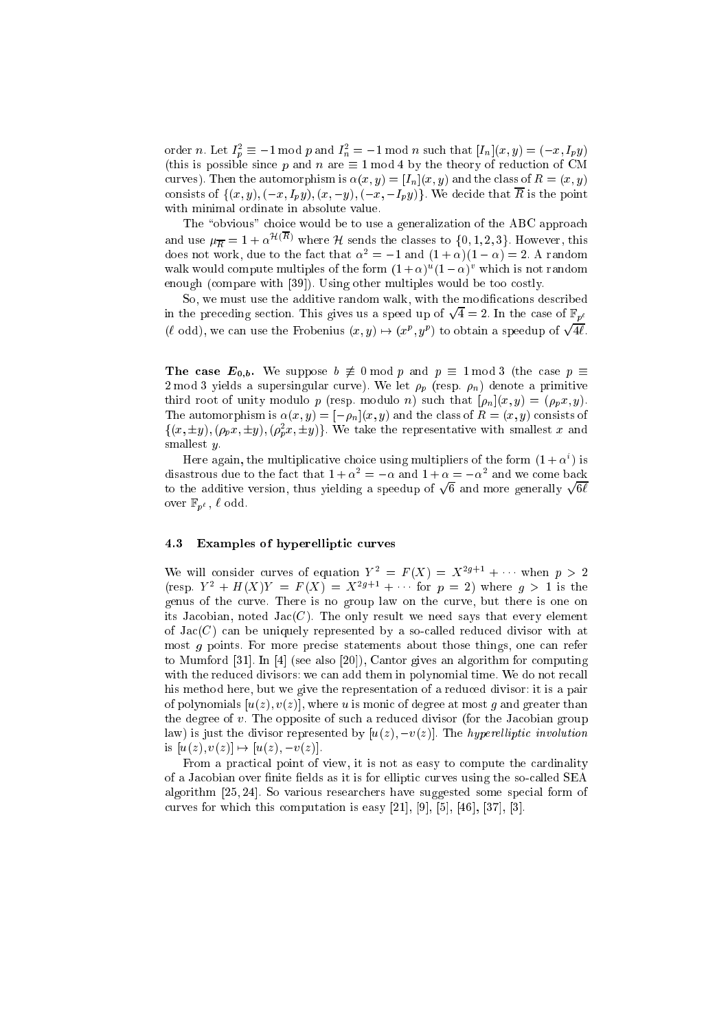order $n$. Let $I_p^2 \equiv -1 \bmod p$ and $I_n^2 = -1 \bmod n$ such that $[I_n](x,y) = (-x, I_p y)$ (this is possible since $p$ and $n$ are $\equiv 1 \bmod 4$ by the theory of reduction of CM curves). Then the automorphism is $\alpha(x,y) = [I_n](x,y)$ and the class of $R = (x,y)$ consists of $\{(x,y), (-x, I_p y), (x, -y), (-x, -I_p y)\}$. We decide that $\overline{R}$ is the point with minimal ordinate in absolute value.

The "obvious" choice would be to use a generalization of the ABC approach and use $\mu_{\overline{R}} = 1 + \alpha^{\mathcal{H}(\overline{R})}$ where $\mathcal{H}$ sends the classes to $\{0,1,2,3\}$. However, this does not work, due to the fact that $\alpha^2 = -1$ and $(1+\alpha)(1-\alpha) = 2$. A random walk would compute multiples of the form $(1+\alpha)^u(1-\alpha)^v$ which is not random enough (compare with [39]). Using other multiples would be too costly.

So, we must use the additive random walk, with the modifications described in the preceding section. This gives us a speed up of $\sqrt{4} = 2$. In the case of $\mathbb{F}_{p^\ell}$ ($\ell$ odd), we can use the Frobenius $(x,y) \mapsto (x^p, y^p)$ to obtain a speedup of $\sqrt{4\ell}$.

**The case $E_{0,b}$.** We suppose $b \not\equiv 0 \bmod p$ and $p \equiv 1 \bmod 3$ (the case $p \equiv 2 \bmod 3$ yields a supersingular curve). We let $\rho_p$ (resp. $\rho_n$) denote a primitive third root of unity modulo $p$ (resp. modulo $n$) such that $[\rho_n](x,y) = (\rho_p x, y)$. The automorphism is $\alpha(x,y) = [-\rho_n](x,y)$ and the class of $R = (x,y)$ consists of $\{(x, \pm y), (\rho_p x, \pm y), (\rho_p^2 x, \pm y)\}$. We take the representative with smallest $x$ and smallest $y$.

Here again, the multiplicative choice using multipliers of the form $(1+\alpha^i)$ is disastrous due to the fact that $1+\alpha^2 = -\alpha$ and $1+\alpha = -\alpha^2$ and we come back to the additive version, thus yielding a speedup of $\sqrt{6}$ and more generally $\sqrt{6\ell}$ over $\mathbb{F}_{p^\ell}$, $\ell$ odd.

### 4.3 Examples of hyperelliptic curves

We will consider curves of equation $Y^2 = F(X) = X^{2g+1} + \cdots$ when $p > 2$ (resp. $Y^2 + H(X)Y = F(X) = X^{2g+1} + \cdots$ for $p = 2$) where $g > 1$ is the genus of the curve. There is no group law on the curve, but there is one on its Jacobian, noted $\mathrm{Jac}(C)$. The only result we need says that every element of $\mathrm{Jac}(C)$ can be uniquely represented by a so-called reduced divisor with at most $g$ points. For more precise statements about those things, one can refer to Mumford [31]. In [4] (see also [20]), Cantor gives an algorithm for computing with the reduced divisors: we can add them in polynomial time. We do not recall his method here, but we give the representation of a reduced divisor: it is a pair of polynomials $[u(z), v(z)]$, where $u$ is monic of degree at most $g$ and greater than the degree of $v$. The opposite of such a reduced divisor (for the Jacobian group law) is just the divisor represented by $[u(z), -v(z)]$. The *hyperelliptic involution* is $[u(z), v(z)] \mapsto [u(z), -v(z)]$.

From a practical point of view, it is not as easy to compute the cardinality of a Jacobian over finite fields as it is for elliptic curves using the so-called SEA algorithm [25, 24]. So various researchers have suggested some special form of curves for which this computation is easy [21], [9], [5], [46], [37], [3].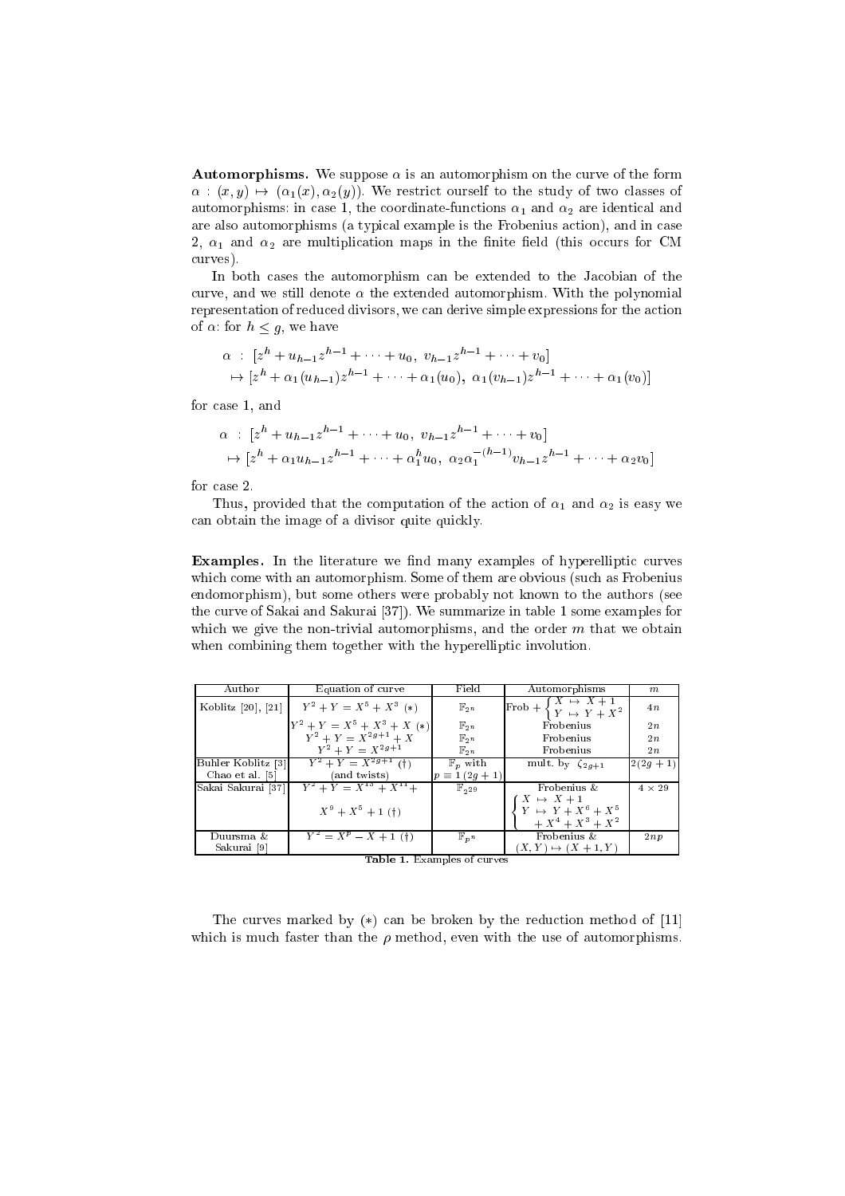**Automorphisms.** We suppose $\alpha$ is an automorphism on the curve of the form $\alpha : (x, y) \mapsto (\alpha_1(x), \alpha_2(y))$. We restrict ourself to the study of two classes of automorphisms: in case 1, the coordinate-functions $\alpha_1$ and $\alpha_2$ are identical and are also automorphisms (a typical example is the Frobenius action), and in case 2, $\alpha_1$ and $\alpha_2$ are multiplication maps in the finite field (this occurs for CM curves).

In both cases the automorphism can be extended to the Jacobian of the curve, and we still denote $\alpha$ the extended automorphism. With the polynomial representation of reduced divisors, we can derive simple expressions for the action of $\alpha$: for $h \leq g$, we have

$$\begin{aligned} \alpha \ &: \ [z^h + u_{h-1}z^{h-1} + \cdots + u_0,\ v_{h-1}z^{h-1} + \cdots + v_0] \\ &\mapsto [z^h + \alpha_1(u_{h-1})z^{h-1} + \cdots + \alpha_1(u_0),\ \alpha_1(v_{h-1})z^{h-1} + \cdots + \alpha_1(v_0)] \end{aligned}$$

for case 1, and

$$\begin{aligned} \alpha \ &: \ [z^h + u_{h-1}z^{h-1} + \cdots + u_0,\ v_{h-1}z^{h-1} + \cdots + v_0] \\ &\mapsto [z^h + \alpha_1 u_{h-1}z^{h-1} + \cdots + \alpha_1^h u_0,\ \alpha_2\alpha_1^{-(h-1)}v_{h-1}z^{h-1} + \cdots + \alpha_2 v_0] \end{aligned}$$

for case 2.

Thus, provided that the computation of the action of $\alpha_1$ and $\alpha_2$ is easy we can obtain the image of a divisor quite quickly.

**Examples.** In the literature we find many examples of hyperelliptic curves which come with an automorphism. Some of them are obvious (such as Frobenius endomorphism), but some others were probably not known to the authors (see the curve of Sakai and Sakurai [37]). We summarize in table 1 some examples for which we give the non-trivial automorphisms, and the order $m$ that we obtain when combining them together with the hyperelliptic involution.

| Author | Equation of curve | Field | Automorphisms | $m$ |
|---|---|---|---|---|
| Koblitz [20], [21] | $Y^2 + Y = X^5 + X^3$ (*) | $\mathbb{F}_{2^n}$ | Frob + $\begin{cases} X \mapsto X+1 \\ Y \mapsto Y + X^2 \end{cases}$ | $4n$ |
| | $Y^2 + Y = X^5 + X^3 + X$ (*) | $\mathbb{F}_{2^n}$ | Frobenius | $2n$ |
| | $Y^2 + Y = X^{2g+1} + X$ | $\mathbb{F}_{2^n}$ | Frobenius | $2n$ |
| | $Y^2 + Y = X^{2g+1}$ | $\mathbb{F}_{2^n}$ | Frobenius | $2n$ |
| Buhler Koblitz [3] Chao et al. [5] | $Y^2 + Y = X^{2g+1}$ (†) (and twists) | $\mathbb{F}_p$ with $p \equiv 1\ (2g+1)$ | mult. by $\zeta_{2g+1}$ | $2(2g+1)$ |
| Sakai Sakurai [37] | $Y^2 + Y = X^{13} + X^{11} + X^9 + X^5 + 1$ (†) | $\mathbb{F}_{2^{29}}$ | Frobenius & $\begin{cases} X \mapsto X+1 \\ Y \mapsto Y + X^6 + X^5 + X^4 + X^3 + X^2 \end{cases}$ | $4 \times 29$ |
| Duursma & Sakurai [9] | $Y^2 = X^p - X + 1$ (†) | $\mathbb{F}_{p^n}$ | Frobenius & $(X, Y) \mapsto (X+1, Y)$ | $2np$ |

**Table 1.** Examples of curves

The curves marked by (*) can be broken by the reduction method of [11] which is much faster than the $\rho$ method, even with the use of automorphisms.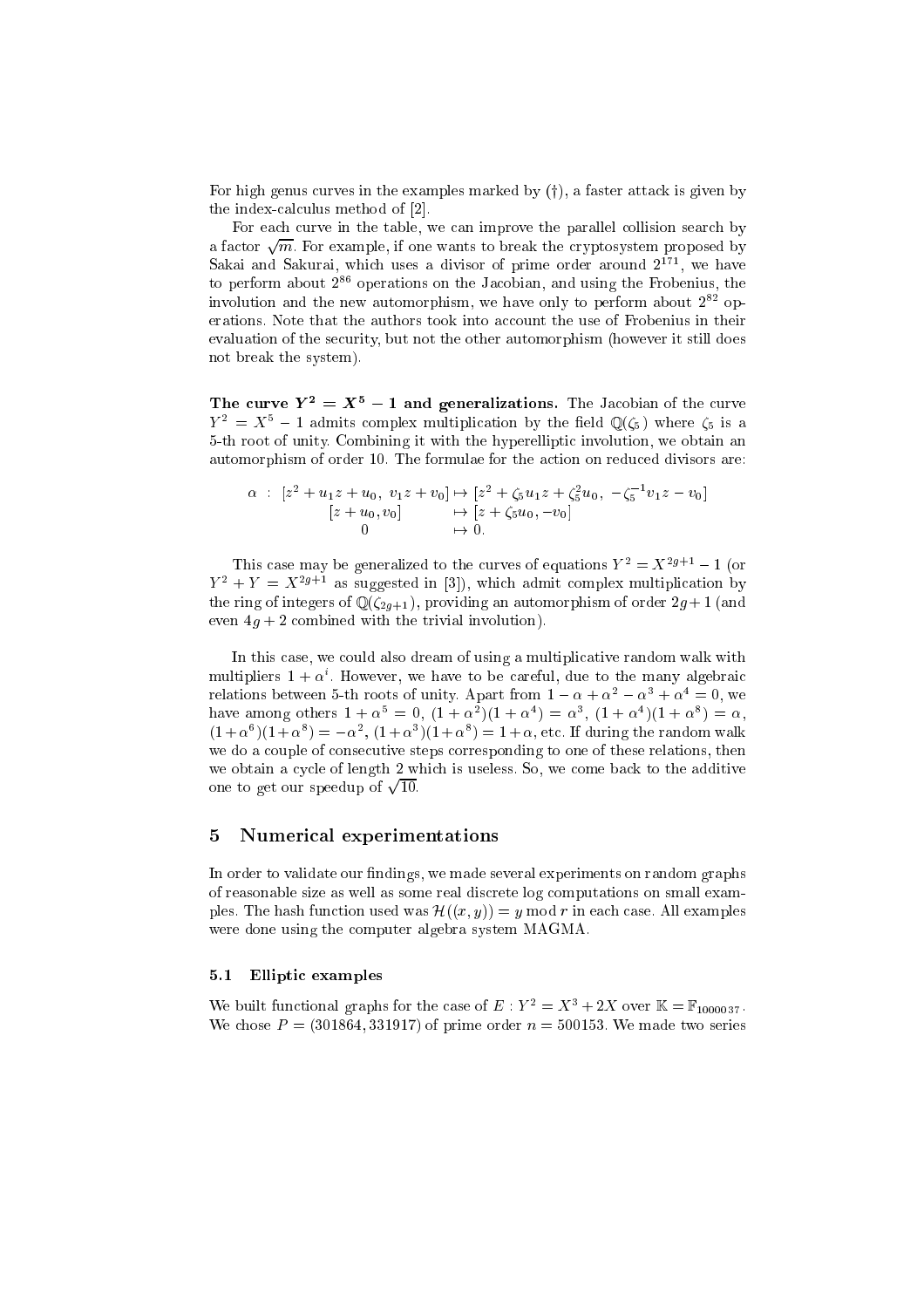For high genus curves in the examples marked by (†), a faster attack is given by the index-calculus method of [2].

For each curve in the table, we can improve the parallel collision search by a factor $\sqrt{m}$. For example, if one wants to break the cryptosystem proposed by Sakai and Sakurai, which uses a divisor of prime order around $2^{171}$, we have to perform about $2^{86}$ operations on the Jacobian, and using the Frobenius, the involution and the new automorphism, we have only to perform about $2^{82}$ operations. Note that the authors took into account the use of Frobenius in their evaluation of the security, but not the other automorphism (however it still does not break the system).

**The curve $Y^2 = X^5 - 1$ and generalizations.** The Jacobian of the curve $Y^2 = X^5 - 1$ admits complex multiplication by the field $\mathbb{Q}(\zeta_5)$ where $\zeta_5$ is a 5-th root of unity. Combining it with the hyperelliptic involution, we obtain an automorphism of order 10. The formulae for the action on reduced divisors are:

$$
\begin{aligned}
\alpha \ : \ [z^2 + u_1 z + u_0,\ v_1 z + v_0] &\mapsto [z^2 + \zeta_5 u_1 z + \zeta_5^2 u_0,\ -\zeta_5^{-1} v_1 z - v_0] \\
[z + u_0, v_0] &\mapsto [z + \zeta_5 u_0, -v_0] \\
0 &\mapsto 0.
\end{aligned}
$$

This case may be generalized to the curves of equations $Y^2 = X^{2g+1} - 1$ (or $Y^2 + Y = X^{2g+1}$ as suggested in [3]), which admit complex multiplication by the ring of integers of $\mathbb{Q}(\zeta_{2g+1})$, providing an automorphism of order $2g+1$ (and even $4g+2$ combined with the trivial involution).

In this case, we could also dream of using a multiplicative random walk with multipliers $1 + \alpha^i$. However, we have to be careful, due to the many algebraic relations between 5-th roots of unity. Apart from $1 - \alpha + \alpha^2 - \alpha^3 + \alpha^4 = 0$, we have among others $1 + \alpha^5 = 0$, $(1 + \alpha^2)(1 + \alpha^4) = \alpha^3$, $(1 + \alpha^4)(1 + \alpha^8) = \alpha$, $(1 + \alpha^6)(1 + \alpha^8) = -\alpha^2$, $(1 + \alpha^3)(1 + \alpha^8) = 1 + \alpha$, etc. If during the random walk we do a couple of consecutive steps corresponding to one of these relations, then we obtain a cycle of length 2 which is useless. So, we come back to the additive one to get our speedup of $\sqrt{10}$.

## 5 Numerical experimentations

In order to validate our findings, we made several experiments on random graphs of reasonable size as well as some real discrete log computations on small examples. The hash function used was $\mathcal{H}((x, y)) = y \bmod r$ in each case. All examples were done using the computer algebra system MAGMA.

### 5.1 Elliptic examples

We built functional graphs for the case of $E : Y^2 = X^3 + 2X$ over $\mathbb{K} = \mathbb{F}_{1000037}$. We chose $P = (301864, 331917)$ of prime order $n = 500153$. We made two series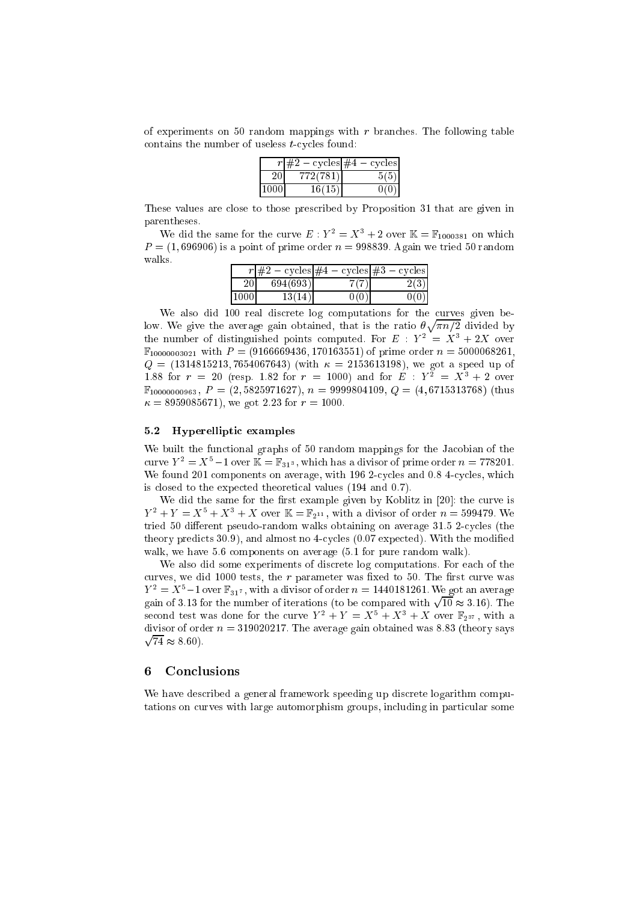of experiments on 50 random mappings with $r$ branches. The following table contains the number of useless $t$-cycles found:

| $r$ | $\#2-$ cycles | $\#4-$ cycles |
|---|---|---|
| 20 | 772(781) | 5(5) |
| 1000 | 16(15) | 0(0) |

These values are close to those prescribed by Proposition 31 that are given in parentheses.

We did the same for the curve $E : Y^2 = X^3 + 2$ over $\mathbb{K} = \mathbb{F}_{1000381}$ on which $P = (1, 696906)$ is a point of prime order $n = 998839$. Again we tried 50 random walks.

| $r$ | $\#2-$ cycles | $\#4-$ cycles | $\#3-$ cycles |
|---|---|---|---|
| 20 | 694(693) | 7(7) | 2(3) |
| 1000 | 13(14) | 0(0) | 0(0) |

We also did 100 real discrete log computations for the curves given below. We give the average gain obtained, that is the ratio $\theta\sqrt{\pi n/2}$ divided by the number of distinguished points computed. For $E : Y^2 = X^3 + 2X$ over $\mathbb{F}_{10000003021}$ with $P = (9166669436, 170163551)$ of prime order $n = 5000068261$, $Q = (1314815213, 7654067643)$ (with $\kappa = 2153613198$), we got a speed up of 1.88 for $r = 20$ (resp. 1.82 for $r = 1000$) and for $E : Y^2 = X^3 + 2$ over $\mathbb{F}_{10000000963}$, $P = (2, 5825971627)$, $n = 9999804109$, $Q = (4, 6715313768)$ (thus $\kappa = 8959085671$), we got 2.23 for $r = 1000$.

### 5.2 Hyperelliptic examples

We built the functional graphs of 50 random mappings for the Jacobian of the curve $Y^2 = X^5 - 1$ over $\mathbb{K} = \mathbb{F}_{31^3}$, which has a divisor of prime order $n = 778201$. We found 201 components on average, with 196 2-cycles and 0.8 4-cycles, which is closed to the expected theoretical values (194 and 0.7).

We did the same for the first example given by Koblitz in [20]: the curve is $Y^2 + Y = X^5 + X^3 + X$ over $\mathbb{K} = \mathbb{F}_{2^{11}}$, with a divisor of order $n = 599479$. We tried 50 different pseudo-random walks obtaining on average 31.5 2-cycles (the theory predicts 30.9), and almost no 4-cycles (0.07 expected). With the modified walk, we have 5.6 components on average (5.1 for pure random walk).

We also did some experiments of discrete log computations. For each of the curves, we did 1000 tests, the $r$ parameter was fixed to 50. The first curve was $Y^2 = X^5 - 1$ over $\mathbb{F}_{31^7}$, with a divisor of order $n = 1440181261$. We got an average gain of 3.13 for the number of iterations (to be compared with $\sqrt{10} \approx 3.16$). The second test was done for the curve $Y^2 + Y = X^5 + X^3 + X$ over $\mathbb{F}_{2^{37}}$, with a divisor of order $n = 319020217$. The average gain obtained was 8.83 (theory says $\sqrt{74} \approx 8.60$).

## 6 Conclusions

We have described a general framework speeding up discrete logarithm computations on curves with large automorphism groups, including in particular some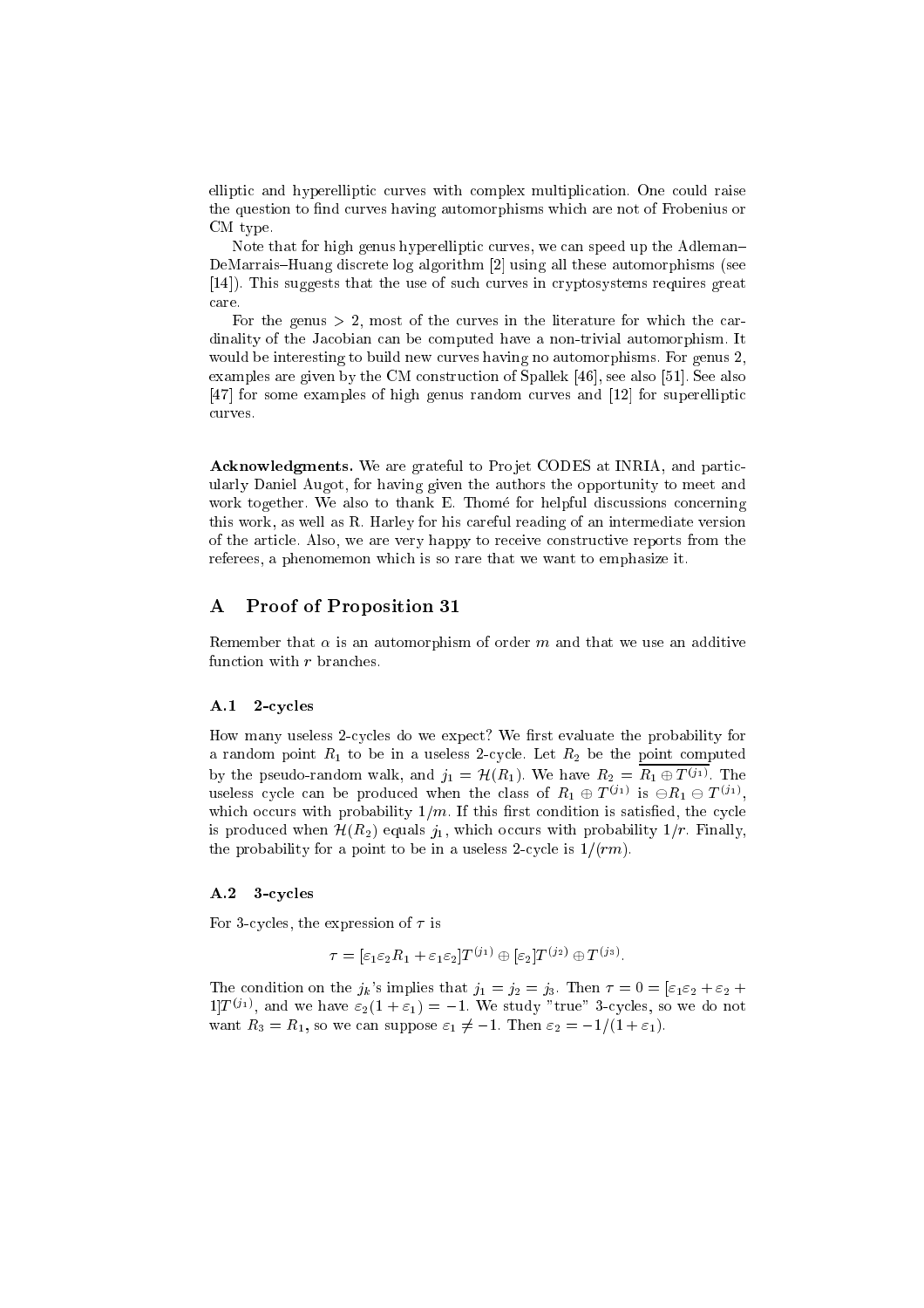elliptic and hyperelliptic curves with complex multiplication. One could raise the question to find curves having automorphisms which are not of Frobenius or CM type.

Note that for high genus hyperelliptic curves, we can speed up the Adleman–DeMarrais–Huang discrete log algorithm [2] using all these automorphisms (see [14]). This suggests that the use of such curves in cryptosystems requires great care.

For the genus $> 2$, most of the curves in the literature for which the cardinality of the Jacobian can be computed have a non-trivial automorphism. It would be interesting to build new curves having no automorphisms. For genus 2, examples are given by the CM construction of Spallek [46], see also [51]. See also [47] for some examples of high genus random curves and [12] for superelliptic curves.

**Acknowledgments.** We are grateful to Projet CODES at INRIA, and particularly Daniel Augot, for having given the authors the opportunity to meet and work together. We also to thank E. Thomé for helpful discussions concerning this work, as well as R. Harley for his careful reading of an intermediate version of the article. Also, we are very happy to receive constructive reports from the referees, a phenomemon which is so rare that we want to emphasize it.

## A Proof of Proposition 31

Remember that $\alpha$ is an automorphism of order $m$ and that we use an additive function with $r$ branches.

### A.1 2-cycles

How many useless 2-cycles do we expect? We first evaluate the probability for a random point $R_1$ to be in a useless 2-cycle. Let $R_2$ be the point computed by the pseudo-random walk, and $j_1 = \mathcal{H}(R_1)$. We have $R_2 = \overline{R_1 \oplus T^{(j_1)}}$. The useless cycle can be produced when the class of $R_1 \oplus T^{(j_1)}$ is $\ominus R_1 \ominus T^{(j_1)}$, which occurs with probability $1/m$. If this first condition is satisfied, the cycle is produced when $\mathcal{H}(R_2)$ equals $j_1$, which occurs with probability $1/r$. Finally, the probability for a point to be in a useless 2-cycle is $1/(rm)$.

### A.2 3-cycles

For 3-cycles, the expression of $\tau$ is

$$\tau = [\varepsilon_1\varepsilon_2 R_1 + \varepsilon_1\varepsilon_2]T^{(j_1)} \oplus [\varepsilon_2]T^{(j_2)} \oplus T^{(j_3)}.$$

The condition on the $j_k$'s implies that $j_1 = j_2 = j_3$. Then $\tau = 0 = [\varepsilon_1\varepsilon_2 + \varepsilon_2 + 1]T^{(j_1)}$, and we have $\varepsilon_2(1 + \varepsilon_1) = -1$. We study "true" 3-cycles, so we do not want $R_3 = R_1$, so we can suppose $\varepsilon_1 \neq -1$. Then $\varepsilon_2 = -1/(1 + \varepsilon_1)$.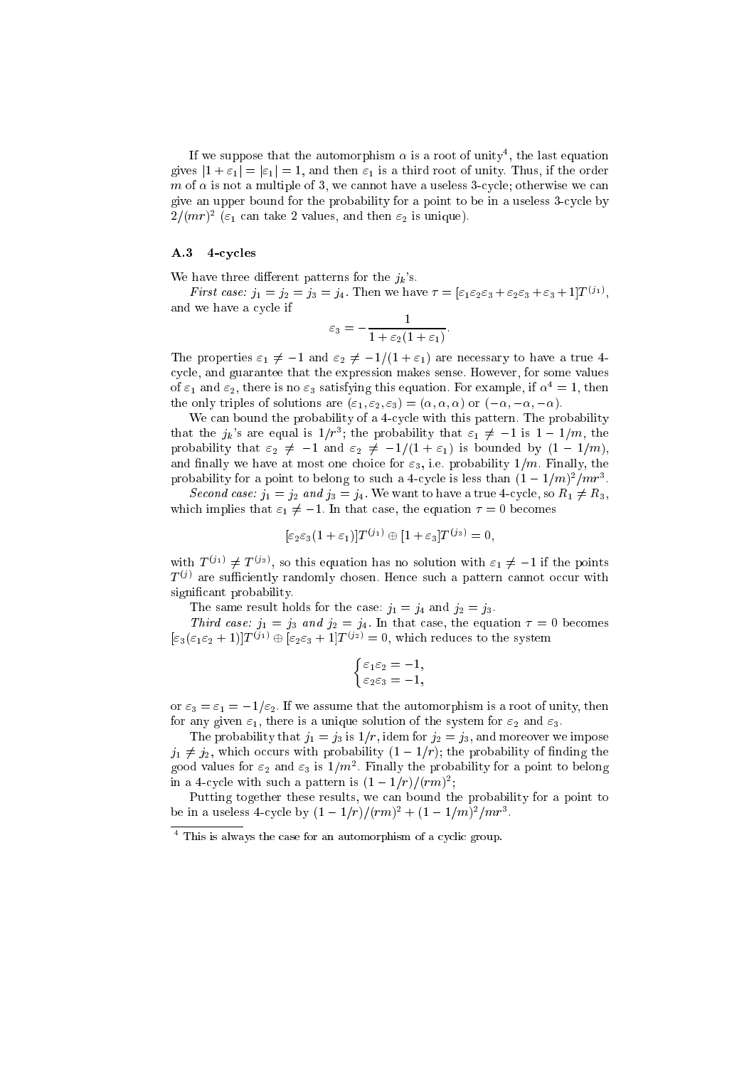If we suppose that the automorphism $\alpha$ is a root of unity[4], the last equation gives $|1+\varepsilon_1| = |\varepsilon_1| = 1$, and then $\varepsilon_1$ is a third root of unity. Thus, if the order $m$ of $\alpha$ is not a multiple of 3, we cannot have a useless 3-cycle; otherwise we can give an upper bound for the probability for a point to be in a useless 3-cycle by $2/(mr)^2$ ($\varepsilon_1$ can take 2 values, and then $\varepsilon_2$ is unique).

### A.3 4-cycles

We have three different patterns for the $j_k$'s.

*First case:* $j_1 = j_2 = j_3 = j_4$. Then we have $\tau = [\varepsilon_1\varepsilon_2\varepsilon_3 + \varepsilon_2\varepsilon_3 + \varepsilon_3 + 1]T^{(j_1)}$, and we have a cycle if

$$\varepsilon_3 = -\frac{1}{1+\varepsilon_2(1+\varepsilon_1)}.$$

The properties $\varepsilon_1 \neq -1$ and $\varepsilon_2 \neq -1/(1+\varepsilon_1)$ are necessary to have a true 4-cycle, and guarantee that the expression makes sense. However, for some values of $\varepsilon_1$ and $\varepsilon_2$, there is no $\varepsilon_3$ satisfying this equation. For example, if $\alpha^4 = 1$, then the only triples of solutions are $(\varepsilon_1, \varepsilon_2, \varepsilon_3) = (\alpha, \alpha, \alpha)$ or $(-\alpha, -\alpha, -\alpha)$.

We can bound the probability of a 4-cycle with this pattern. The probability that the $j_k$'s are equal is $1/r^3$; the probability that $\varepsilon_1 \neq -1$ is $1 - 1/m$, the probability that $\varepsilon_2 \neq -1$ and $\varepsilon_2 \neq -1/(1+\varepsilon_1)$ is bounded by $(1-1/m)$, and finally we have at most one choice for $\varepsilon_3$, i.e. probability $1/m$. Finally, the probability for a point to belong to such a 4-cycle is less than $(1-1/m)^2/mr^3$.

*Second case:* $j_1 = j_2$ *and* $j_3 = j_4$. We want to have a true 4-cycle, so $R_1 \neq R_3$, which implies that $\varepsilon_1 \neq -1$. In that case, the equation $\tau = 0$ becomes

$$[\varepsilon_2\varepsilon_3(1+\varepsilon_1)]T^{(j_1)} \oplus [1+\varepsilon_3]T^{(j_3)} = 0,$$

with $T^{(j_1)} \neq T^{(j_3)}$, so this equation has no solution with $\varepsilon_1 \neq -1$ if the points $T^{(j)}$ are sufficiently randomly chosen. Hence such a pattern cannot occur with significant probability.

The same result holds for the case: $j_1 = j_4$ and $j_2 = j_3$.

*Third case:* $j_1 = j_3$ *and* $j_2 = j_4$. In that case, the equation $\tau = 0$ becomes $[\varepsilon_3(\varepsilon_1\varepsilon_2 + 1)]T^{(j_1)} \oplus [\varepsilon_2\varepsilon_3 + 1]T^{(j_2)} = 0$, which reduces to the system

$$\begin{cases} \varepsilon_1\varepsilon_2 = -1, \\ \varepsilon_2\varepsilon_3 = -1, \end{cases}$$

or $\varepsilon_3 = \varepsilon_1 = -1/\varepsilon_2$. If we assume that the automorphism is a root of unity, then for any given $\varepsilon_1$, there is a unique solution of the system for $\varepsilon_2$ and $\varepsilon_3$.

The probability that $j_1 = j_3$ is $1/r$, idem for $j_2 = j_3$, and moreover we impose $j_1 \neq j_2$, which occurs with probability $(1-1/r)$; the probability of finding the good values for $\varepsilon_2$ and $\varepsilon_3$ is $1/m^2$. Finally the probability for a point to belong in a 4-cycle with such a pattern is $(1-1/r)/(rm)^2$;

Putting together these results, we can bound the probability for a point to be in a useless 4-cycle by $(1-1/r)/(rm)^2 + (1-1/m)^2/mr^3$.

---

[4] This is always the case for an automorphism of a cyclic group.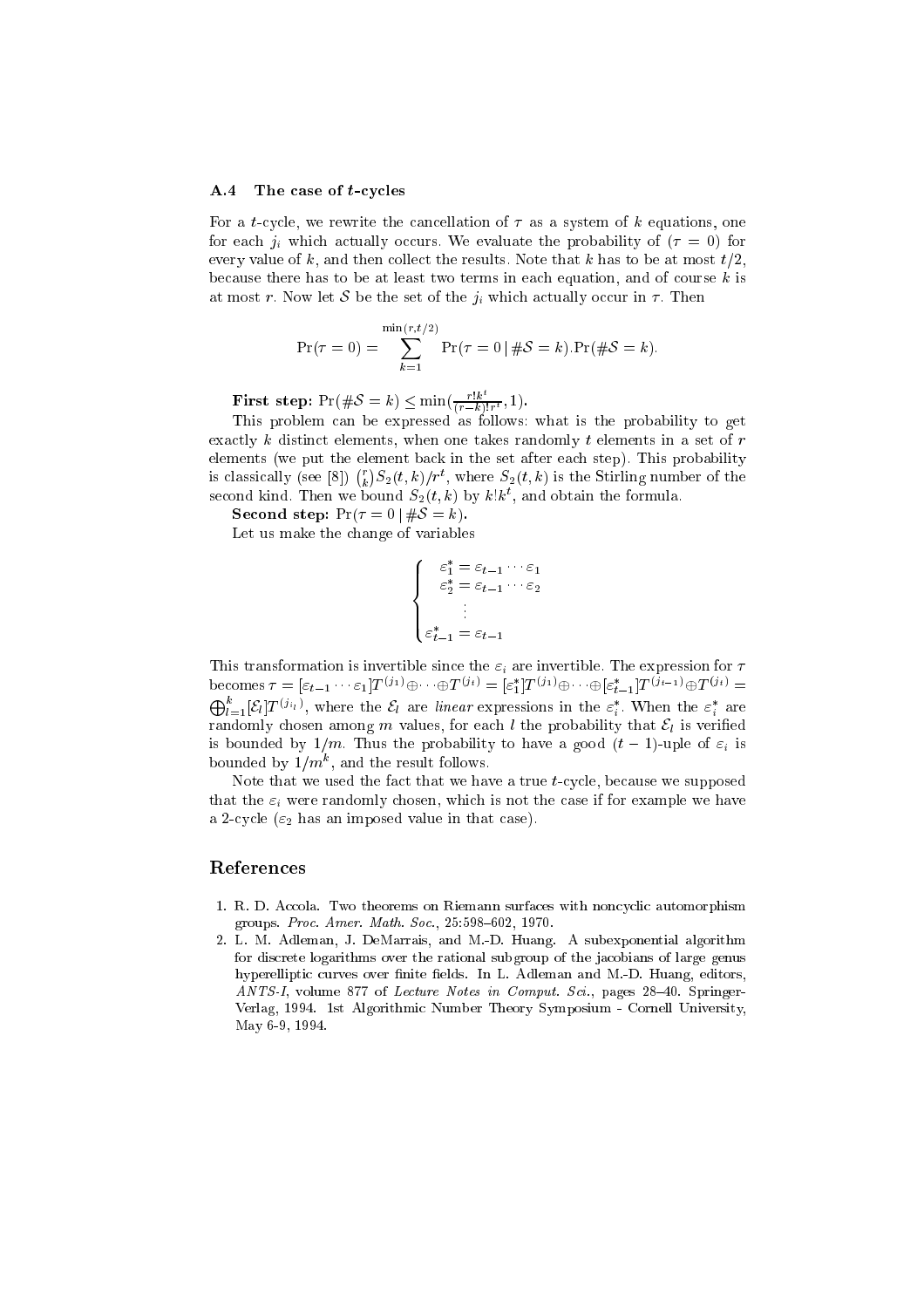### A.4 The case of $t$-cycles

For a $t$-cycle, we rewrite the cancellation of $\tau$ as a system of $k$ equations, one for each $j_i$ which actually occurs. We evaluate the probability of $(\tau = 0)$ for every value of $k$, and then collect the results. Note that $k$ has to be at most $t/2$, because there has to be at least two terms in each equation, and of course $k$ is at most $r$. Now let $\mathcal{S}$ be the set of the $j_i$ which actually occur in $\tau$. Then

$$\Pr(\tau = 0) = \sum_{k=1}^{\min(r,t/2)} \Pr(\tau = 0 \,|\, \#\mathcal{S} = k).\Pr(\#\mathcal{S} = k).$$

**First step:** $\Pr(\#\mathcal{S} = k) \leq \min(\frac{r!k^t}{(r-k)!r^t}, 1)$**.**

This problem can be expressed as follows: what is the probability to get exactly $k$ distinct elements, when one takes randomly $t$ elements in a set of $r$ elements (we put the element back in the set after each step). This probability is classically (see [8]) $\binom{r}{k} S_2(t,k)/r^t$, where $S_2(t,k)$ is the Stirling number of the second kind. Then we bound $S_2(t,k)$ by $k!k^t$, and obtain the formula.

**Second step:** $\Pr(\tau = 0 \,|\, \#\mathcal{S} = k)$**.**

Let us make the change of variables

$$\begin{cases} \varepsilon_1^* = \varepsilon_{t-1} \cdots \varepsilon_1 \\ \varepsilon_2^* = \varepsilon_{t-1} \cdots \varepsilon_2 \\ \quad \vdots \\ \varepsilon_{t-1}^* = \varepsilon_{t-1} \end{cases}$$

This transformation is invertible since the $\varepsilon_i$ are invertible. The expression for $\tau$ becomes $\tau = [\varepsilon_{t-1} \cdots \varepsilon_1]T^{(j_1)} \oplus \cdots \oplus T^{(j_t)} = [\varepsilon_1^*]T^{(j_1)} \oplus \cdots \oplus [\varepsilon_{t-1}^*]T^{(j_{t-1})} \oplus T^{(j_t)} = \bigoplus_{l=1}^{k} [\mathcal{E}_l] T^{(j_{i_l})}$, where the $\mathcal{E}_l$ are *linear* expressions in the $\varepsilon_i^*$. When the $\varepsilon_i^*$ are randomly chosen among $m$ values, for each $l$ the probability that $\mathcal{E}_l$ is verified is bounded by $1/m$. Thus the probability to have a good $(t-1)$-uple of $\varepsilon_i$ is bounded by $1/m^k$, and the result follows.

Note that we used the fact that we have a true $t$-cycle, because we supposed that the $\varepsilon_i$ were randomly chosen, which is not the case if for example we have a 2-cycle ($\varepsilon_2$ has an imposed value in that case).

## References

1. R. D. Accola. Two theorems on Riemann surfaces with noncyclic automorphism groups. *Proc. Amer. Math. Soc.*, 25:598–602, 1970.
2. L. M. Adleman, J. DeMarrais, and M.-D. Huang. A subexponential algorithm for discrete logarithms over the rational subgroup of the jacobians of large genus hyperelliptic curves over finite fields. In L. Adleman and M.-D. Huang, editors, *ANTS-I*, volume 877 of *Lecture Notes in Comput. Sci.*, pages 28–40. Springer-Verlag, 1994. 1st Algorithmic Number Theory Symposium - Cornell University, May 6-9, 1994.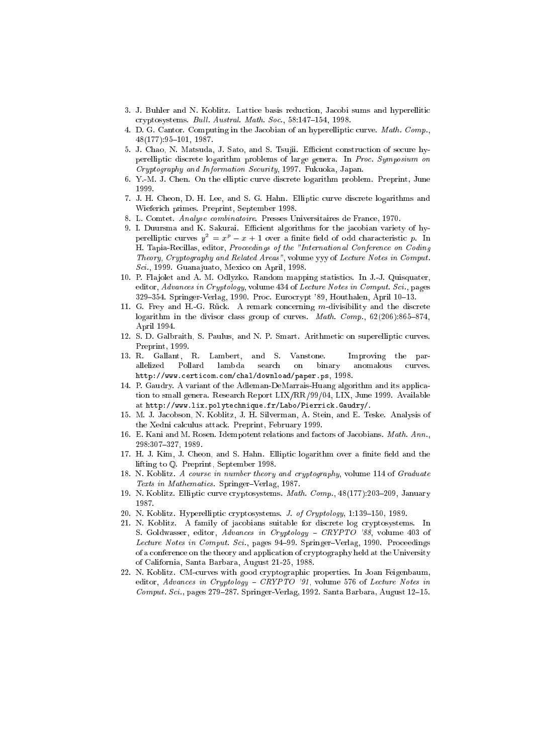3. J. Buhler and N. Koblitz. Lattice basis reduction, Jacobi sums and hyperellitic cryptosystems. *Bull. Austral. Math. Soc.*, 58:147–154, 1998.
4. D. G. Cantor. Computing in the Jacobian of an hyperelliptic curve. *Math. Comp.*, 48(177):95–101, 1987.
5. J. Chao, N. Matsuda, J. Sato, and S. Tsujii. Efficient construction of secure hyperelliptic discrete logarithm problems of large genera. In *Proc. Symposium on Cryptography and Information Security*, 1997. Fukuoka, Japan.
6. Y.-M. J. Chen. On the elliptic curve discrete logarithm problem. Preprint, June 1999.
7. J. H. Cheon, D. H. Lee, and S. G. Hahn. Elliptic curve discrete logarithms and Wieferich primes. Preprint, September 1998.
8. L. Comtet. *Analyse combinatoire*. Presses Universitaires de France, 1970.
9. I. Duursma and K. Sakurai. Efficient algorithms for the jacobian variety of hyperelliptic curves $y^2 = x^p - x + 1$ over a finite field of odd characteristic $p$. In H. Tapia-Recillas, editor, *Proceedings of the "International Conference on Coding Theory, Cryptography and Related Areas"*, volume yyy of *Lecture Notes in Comput. Sci.*, 1999. Guanajuato, Mexico on April, 1998.
10. P. Flajolet and A. M. Odlyzko. Random mapping statistics. In J.-J. Quisquater, editor, *Advances in Cryptology*, volume 434 of *Lecture Notes in Comput. Sci.*, pages 329–354. Springer-Verlag, 1990. Proc. Eurocrypt '89, Houthalen, April 10–13.
11. G. Frey and H.-G. Rück. A remark concerning $m$-divisibility and the discrete logarithm in the divisor class group of curves. *Math. Comp.*, 62(206):865–874, April 1994.
12. S. D. Galbraith, S. Paulus, and N. P. Smart. Arithmetic on superelliptic curves. Preprint, 1999.
13. R. Gallant, R. Lambert, and S. Vanstone. Improving the parallelized Pollard lambda search on binary anomalous curves. `http://www.certicom.com/chal/download/paper.ps`, 1998.
14. P. Gaudry. A variant of the Adleman-DeMarrais-Huang algorithm and its application to small genera. Research Report LIX/RR/99/04, LIX, June 1999. Available at `http://www.lix.polytechnique.fr/Labo/Pierrick.Gaudry/`.
15. M. J. Jacobson, N. Koblitz, J. H. Silverman, A. Stein, and E. Teske. Analysis of the Xedni calculus attack. Preprint, February 1999.
16. E. Kani and M. Rosen. Idempotent relations and factors of Jacobians. *Math. Ann.*, 298:307–327, 1989.
17. H. J. Kim, J. Cheon, and S. Hahn. Elliptic logarithm over a finite field and the lifting to $\mathbb{Q}$. Preprint, September 1998.
18. N. Koblitz. *A course in number theory and cryptography*, volume 114 of *Graduate Texts in Mathematics*. Springer–Verlag, 1987.
19. N. Koblitz. Elliptic curve cryptosystems. *Math. Comp.*, 48(177):203–209, January 1987.
20. N. Koblitz. Hyperelliptic cryptosystems. *J. of Cryptology*, 1:139–150, 1989.
21. N. Koblitz. A family of jacobians suitable for discrete log cryptosystems. In S. Goldwasser, editor, *Advances in Cryptology – CRYPTO '88*, volume 403 of *Lecture Notes in Comput. Sci.*, pages 94–99. Springer–Verlag, 1990. Proceedings of a conference on the theory and application of cryptography held at the University of California, Santa Barbara, August 21-25, 1988.
22. N. Koblitz. CM-curves with good cryptographic properties. In Joan Feigenbaum, editor, *Advances in Cryptology – CRYPTO '91*, volume 576 of *Lecture Notes in Comput. Sci.*, pages 279–287. Springer-Verlag, 1992. Santa Barbara, August 12–15.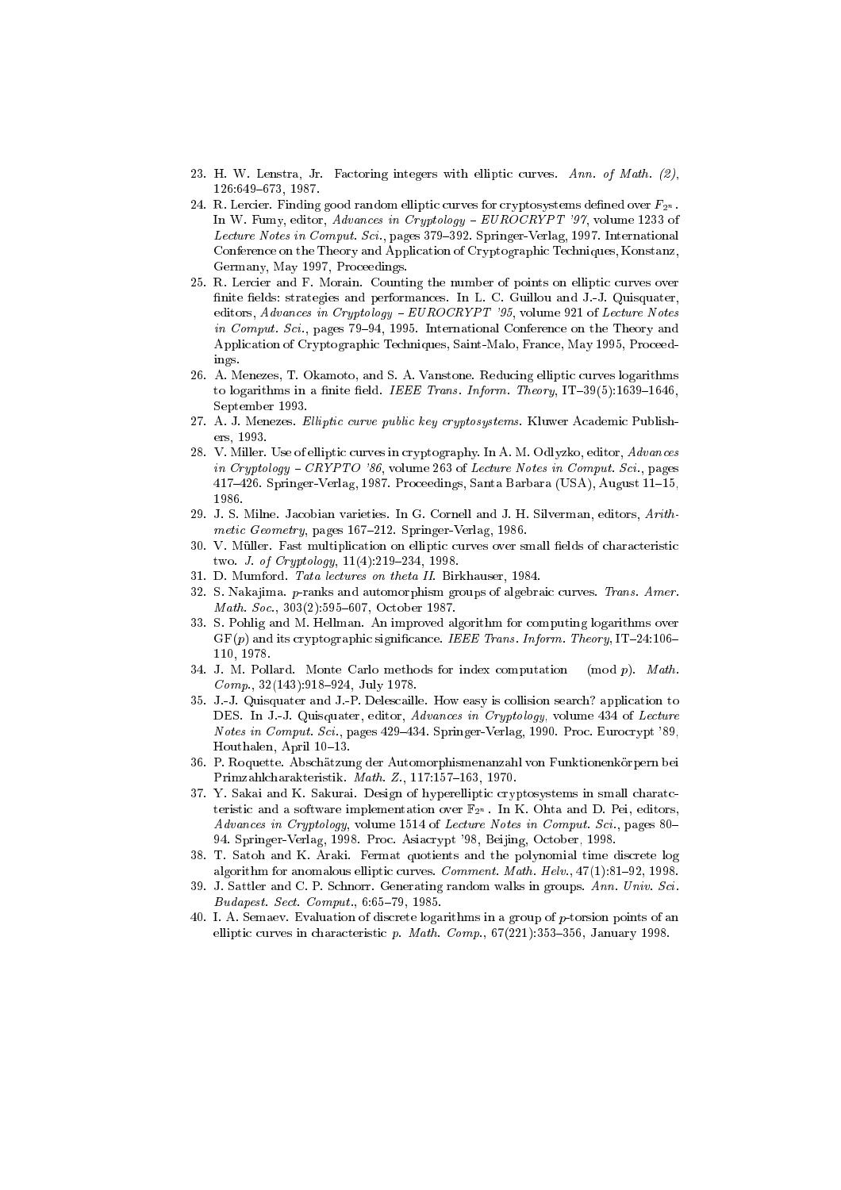23. H. W. Lenstra, Jr. Factoring integers with elliptic curves. *Ann. of Math. (2)*, 126:649–673, 1987.
24. R. Lercier. Finding good random elliptic curves for cryptosystems defined over $F_{2^n}$. In W. Fumy, editor, *Advances in Cryptology – EUROCRYPT '97*, volume 1233 of *Lecture Notes in Comput. Sci.*, pages 379–392. Springer-Verlag, 1997. International Conference on the Theory and Application of Cryptographic Techniques, Konstanz, Germany, May 1997, Proceedings.
25. R. Lercier and F. Morain. Counting the number of points on elliptic curves over finite fields: strategies and performances. In L. C. Guillou and J.-J. Quisquater, editors, *Advances in Cryptology – EUROCRYPT '95*, volume 921 of *Lecture Notes in Comput. Sci.*, pages 79–94, 1995. International Conference on the Theory and Application of Cryptographic Techniques, Saint-Malo, France, May 1995, Proceedings.
26. A. Menezes, T. Okamoto, and S. A. Vanstone. Reducing elliptic curves logarithms to logarithms in a finite field. *IEEE Trans. Inform. Theory*, IT–39(5):1639–1646, September 1993.
27. A. J. Menezes. *Elliptic curve public key cryptosystems*. Kluwer Academic Publishers, 1993.
28. V. Miller. Use of elliptic curves in cryptography. In A. M. Odlyzko, editor, *Advances in Cryptology – CRYPTO '86*, volume 263 of *Lecture Notes in Comput. Sci.*, pages 417–426. Springer-Verlag, 1987. Proceedings, Santa Barbara (USA), August 11–15, 1986.
29. J. S. Milne. Jacobian varieties. In G. Cornell and J. H. Silverman, editors, *Arithmetic Geometry*, pages 167–212. Springer-Verlag, 1986.
30. V. Müller. Fast multiplication on elliptic curves over small fields of characteristic two. *J. of Cryptology*, 11(4):219–234, 1998.
31. D. Mumford. *Tata lectures on theta II*. Birkhauser, 1984.
32. S. Nakajima. $p$-ranks and automorphism groups of algebraic curves. *Trans. Amer. Math. Soc.*, 303(2):595–607, October 1987.
33. S. Pohlig and M. Hellman. An improved algorithm for computing logarithms over GF$(p)$ and its cryptographic significance. *IEEE Trans. Inform. Theory*, IT–24:106–110, 1978.
34. J. M. Pollard. Monte Carlo methods for index computation $\pmod p$. *Math. Comp.*, 32(143):918–924, July 1978.
35. J.-J. Quisquater and J.-P. Delescaille. How easy is collision search? application to DES. In J.-J. Quisquater, editor, *Advances in Cryptology*, volume 434 of *Lecture Notes in Comput. Sci.*, pages 429–434. Springer-Verlag, 1990. Proc. Eurocrypt '89, Houthalen, April 10–13.
36. P. Roquette. Abschätzung der Automorphismenanzahl von Funktionenkörpern bei Primzahlcharakteristik. *Math. Z.*, 117:157–163, 1970.
37. Y. Sakai and K. Sakurai. Design of hyperelliptic cryptosystems in small charatcteristic and a software implementation over $\mathbb{F}_{2^n}$. In K. Ohta and D. Pei, editors, *Advances in Cryptology*, volume 1514 of *Lecture Notes in Comput. Sci.*, pages 80–94. Springer-Verlag, 1998. Proc. Asiacrypt '98, Beijing, October, 1998.
38. T. Satoh and K. Araki. Fermat quotients and the polynomial time discrete log algorithm for anomalous elliptic curves. *Comment. Math. Helv.*, 47(1):81–92, 1998.
39. J. Sattler and C. P. Schnorr. Generating random walks in groups. *Ann. Univ. Sci. Budapest. Sect. Comput.*, 6:65–79, 1985.
40. I. A. Semaev. Evaluation of discrete logarithms in a group of $p$-torsion points of an elliptic curves in characteristic $p$. *Math. Comp.*, 67(221):353–356, January 1998.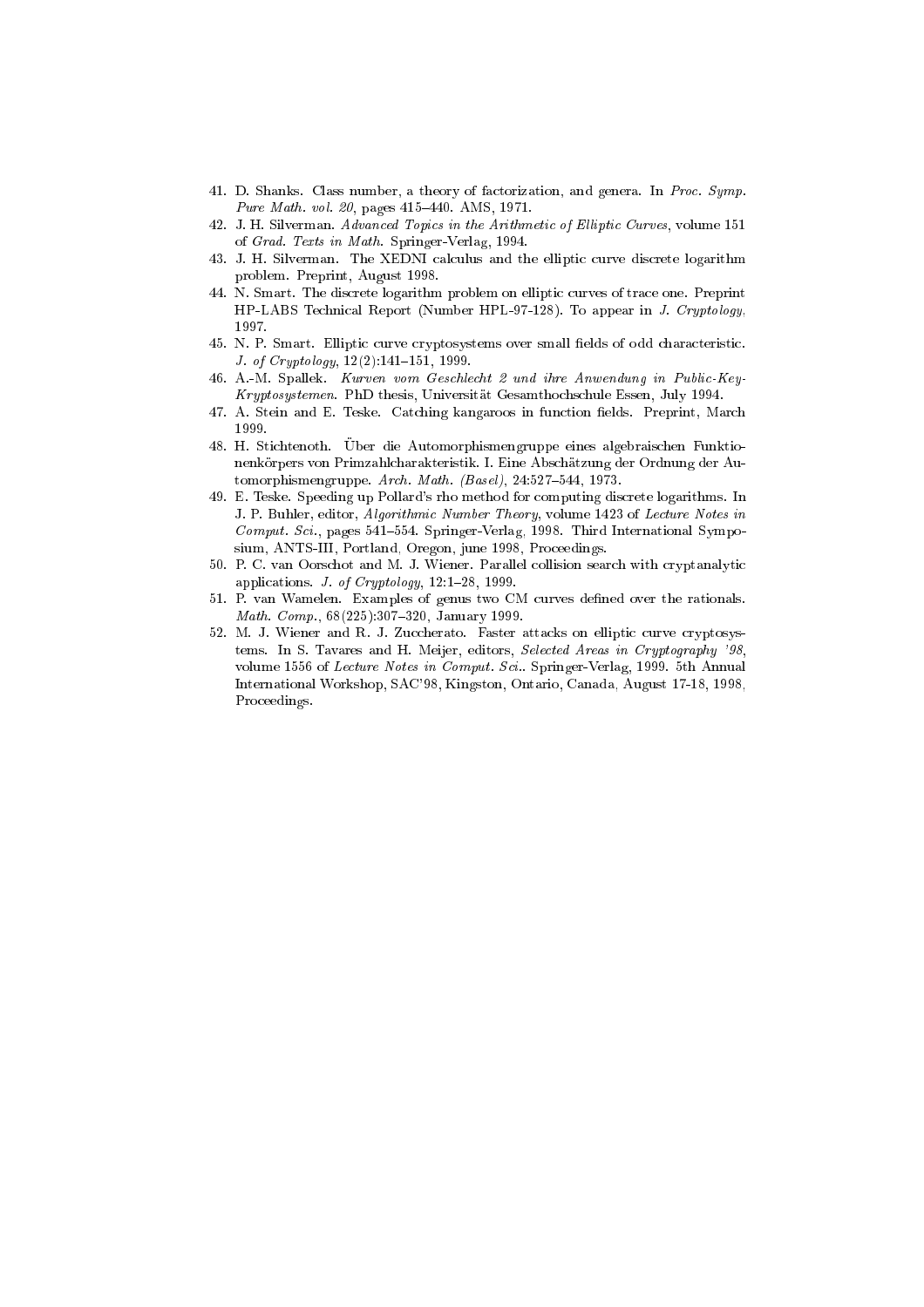41. D. Shanks. Class number, a theory of factorization, and genera. In *Proc. Symp. Pure Math. vol. 20*, pages 415–440. AMS, 1971.
42. J. H. Silverman. *Advanced Topics in the Arithmetic of Elliptic Curves*, volume 151 of *Grad. Texts in Math.* Springer-Verlag, 1994.
43. J. H. Silverman. The XEDNI calculus and the elliptic curve discrete logarithm problem. Preprint, August 1998.
44. N. Smart. The discrete logarithm problem on elliptic curves of trace one. Preprint HP-LABS Technical Report (Number HPL-97-128). To appear in *J. Cryptology*, 1997.
45. N. P. Smart. Elliptic curve cryptosystems over small fields of odd characteristic. *J. of Cryptology*, 12(2):141–151, 1999.
46. A.-M. Spallek. *Kurven vom Geschlecht 2 und ihre Anwendung in Public-Key-Kryptosystemen*. PhD thesis, Universität Gesamthochschule Essen, July 1994.
47. A. Stein and E. Teske. Catching kangaroos in function fields. Preprint, March 1999.
48. H. Stichtenoth. Über die Automorphismengruppe eines algebraischen Funktionenkörpers von Primzahlcharakteristik. I. Eine Abschätzung der Ordnung der Automorphismengruppe. *Arch. Math. (Basel)*, 24:527–544, 1973.
49. E. Teske. Speeding up Pollard's rho method for computing discrete logarithms. In J. P. Buhler, editor, *Algorithmic Number Theory*, volume 1423 of *Lecture Notes in Comput. Sci.*, pages 541–554. Springer-Verlag, 1998. Third International Symposium, ANTS-III, Portland, Oregon, june 1998, Proceedings.
50. P. C. van Oorschot and M. J. Wiener. Parallel collision search with cryptanalytic applications. *J. of Cryptology*, 12:1–28, 1999.
51. P. van Wamelen. Examples of genus two CM curves defined over the rationals. *Math. Comp.*, 68(225):307–320, January 1999.
52. M. J. Wiener and R. J. Zuccherato. Faster attacks on elliptic curve cryptosystems. In S. Tavares and H. Meijer, editors, *Selected Areas in Cryptography '98*, volume 1556 of *Lecture Notes in Comput. Sci.*. Springer-Verlag, 1999. 5th Annual International Workshop, SAC'98, Kingston, Ontario, Canada, August 17-18, 1998, Proceedings.